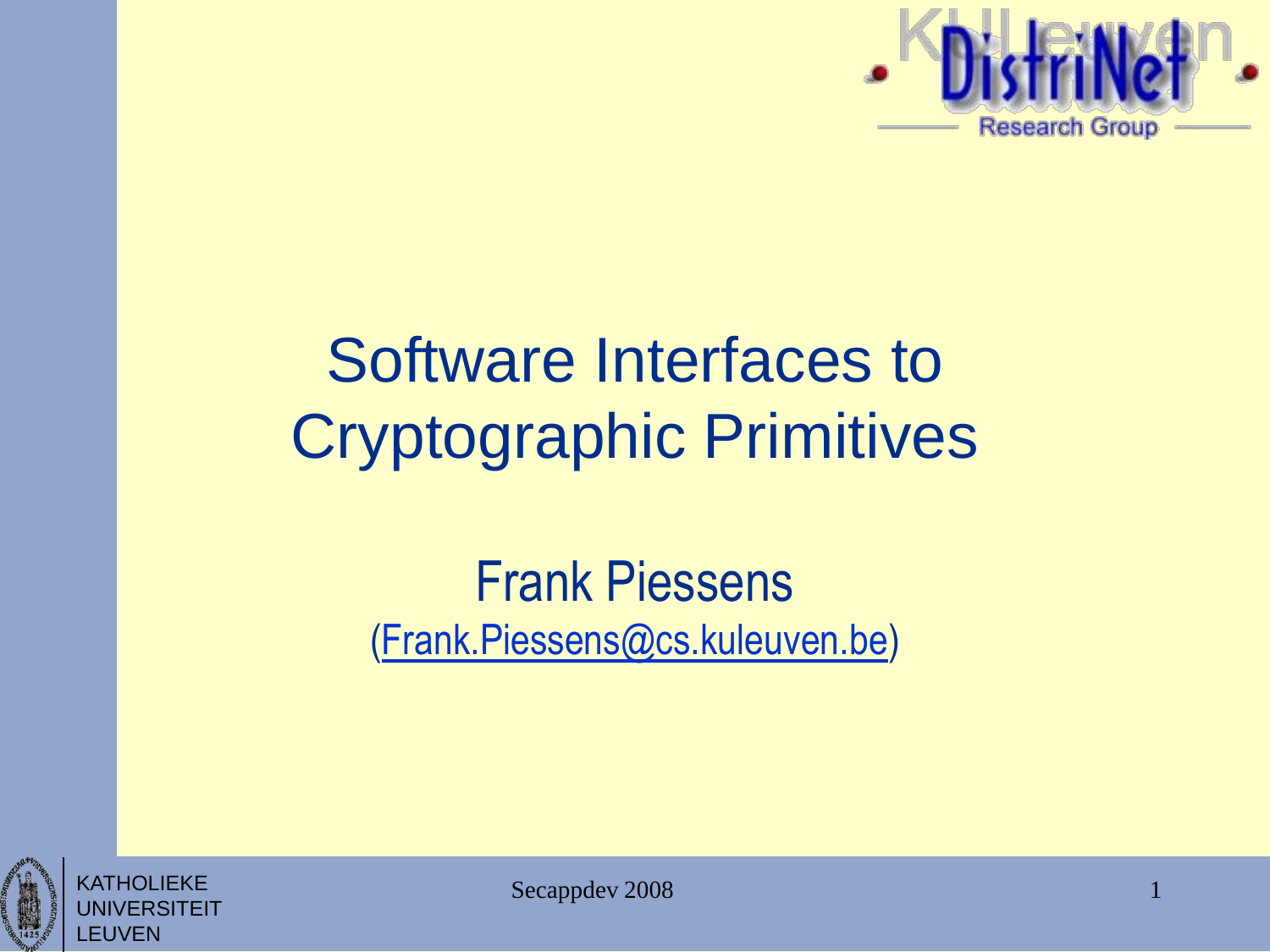# Software Interfaces to Cryptographic Primitives

Frank Piessens

(Frank.Piessens@cs.kuleuven.be)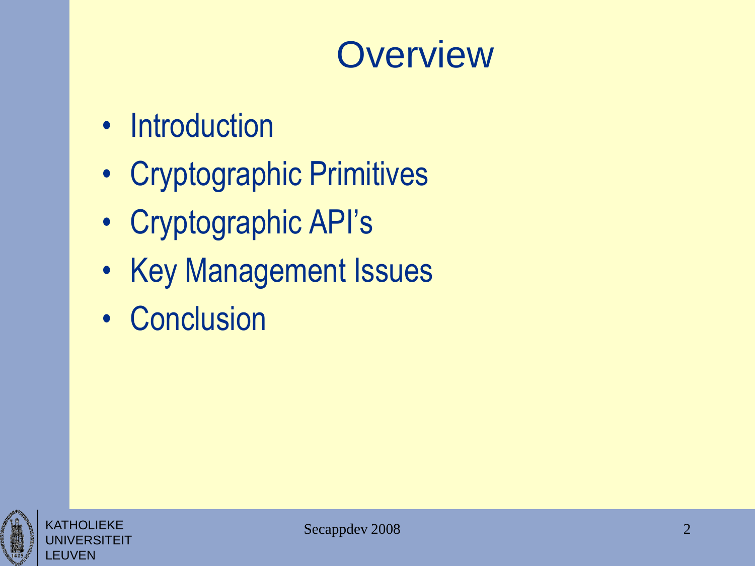# Overview

- Introduction
- Cryptographic Primitives
- Cryptographic API's
- Key Management Issues
- Conclusion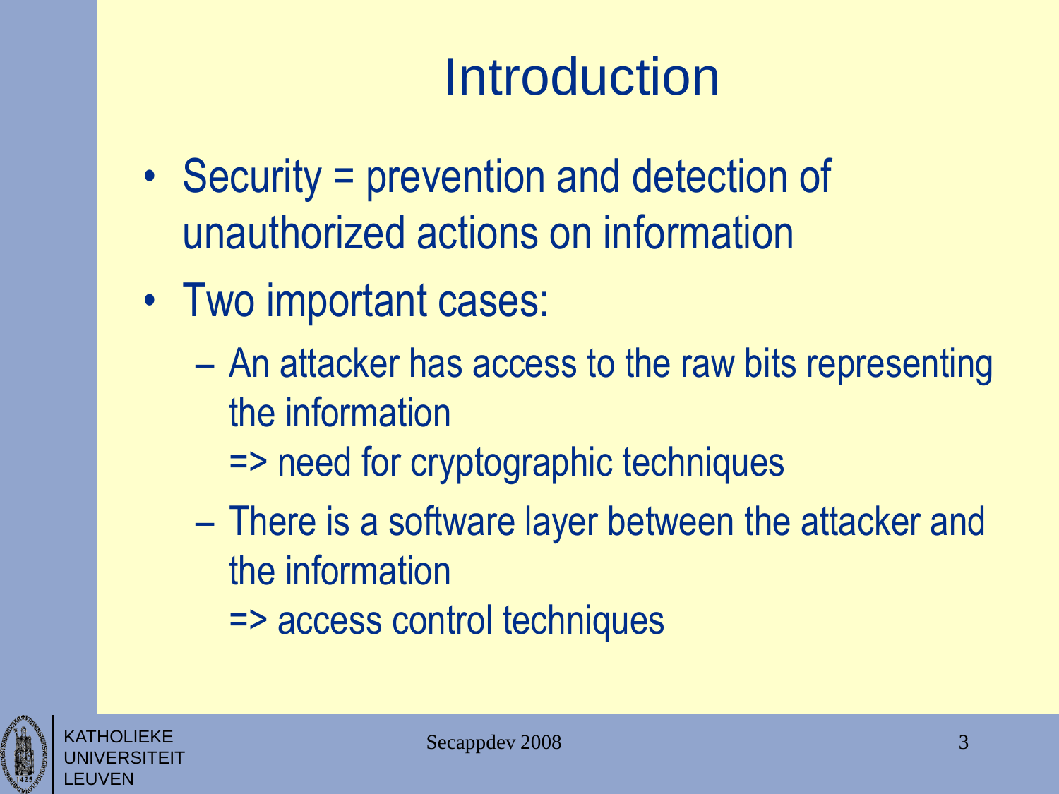# Introduction

- Security = prevention and detection of unauthorized actions on information
- Two important cases:
  - An attacker has access to the raw bits representing the information
    => need for cryptographic techniques
  - There is a software layer between the attacker and the information
    => access control techniques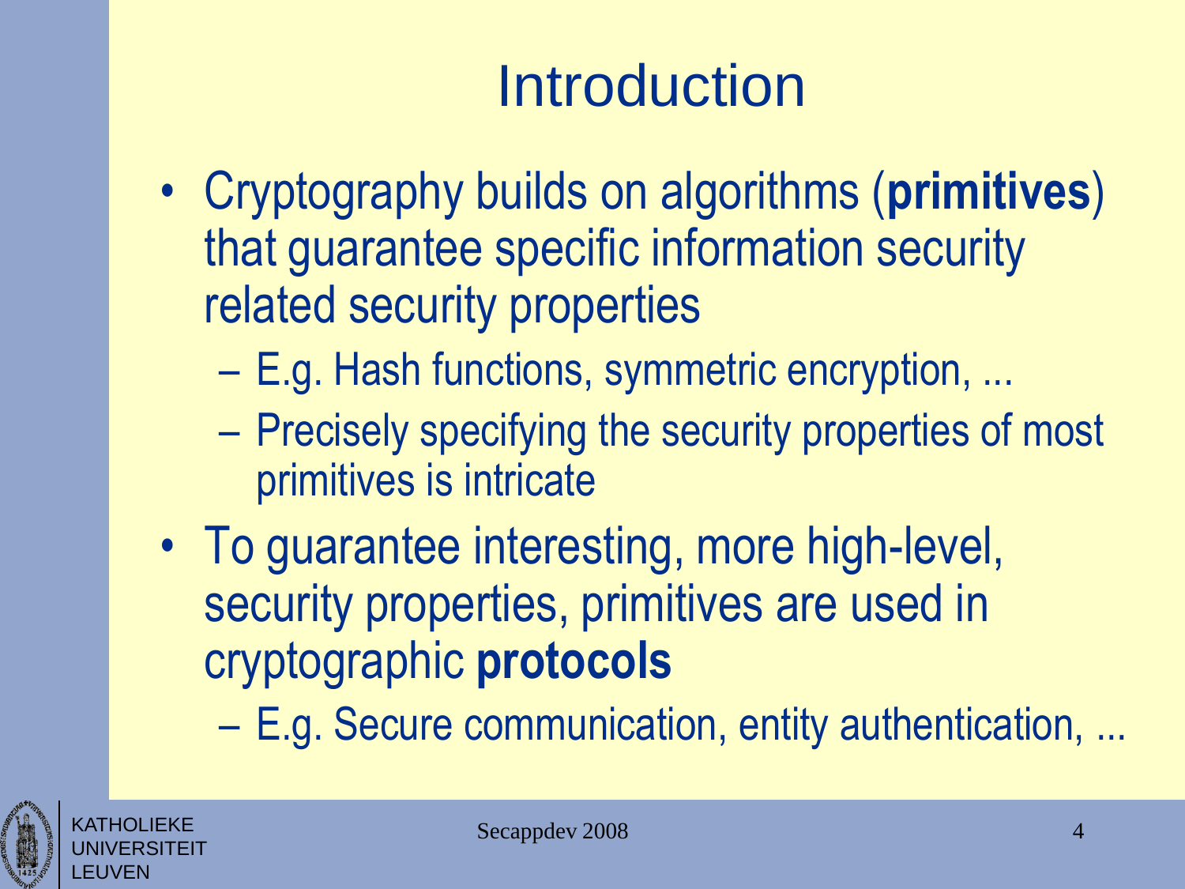# Introduction

- Cryptography builds on algorithms (**primitives**) that guarantee specific information security related security properties
  - E.g. Hash functions, symmetric encryption, ...
  - Precisely specifying the security properties of most primitives is intricate
- To guarantee interesting, more high-level, security properties, primitives are used in cryptographic **protocols**
  - E.g. Secure communication, entity authentication, ...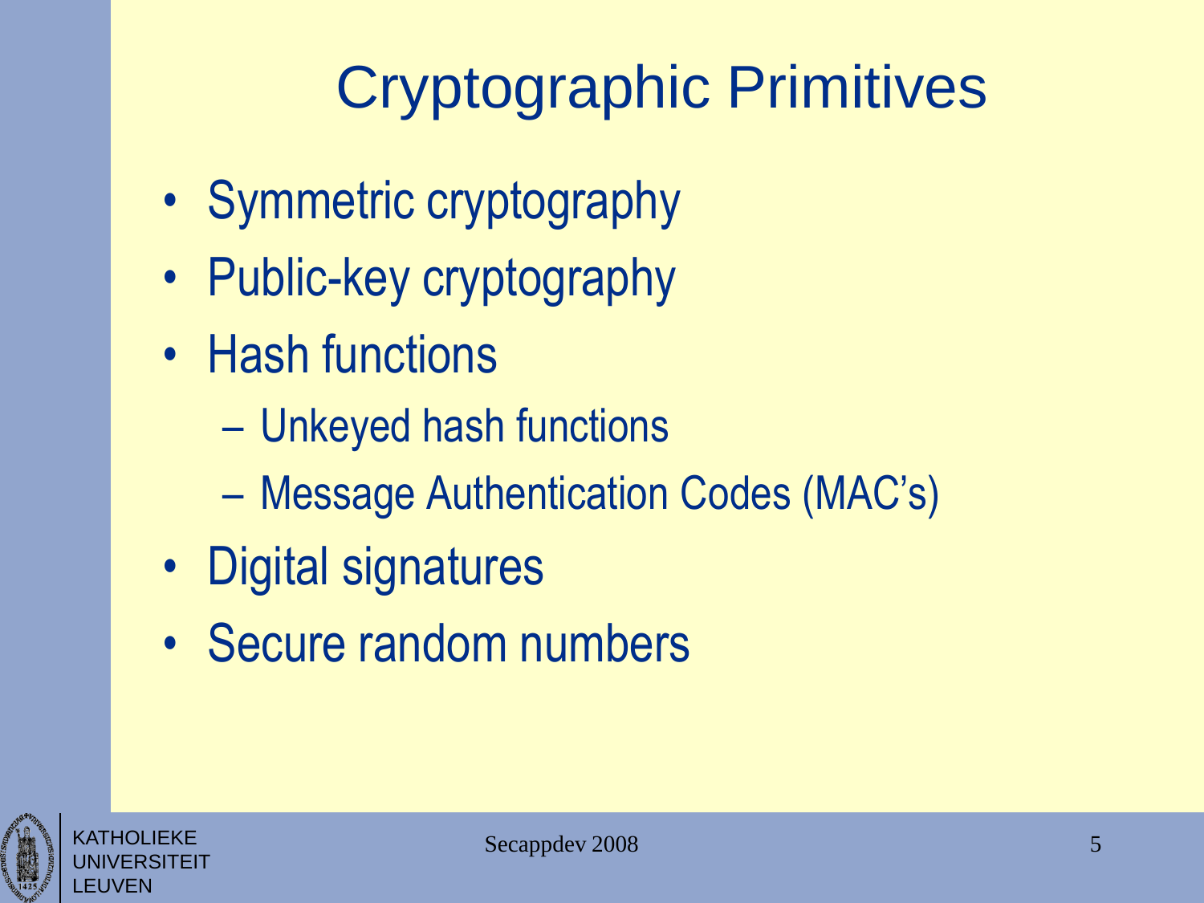# Cryptographic Primitives

- Symmetric cryptography
- Public-key cryptography
- Hash functions
  - Unkeyed hash functions
  - Message Authentication Codes (MAC's)
- Digital signatures
- Secure random numbers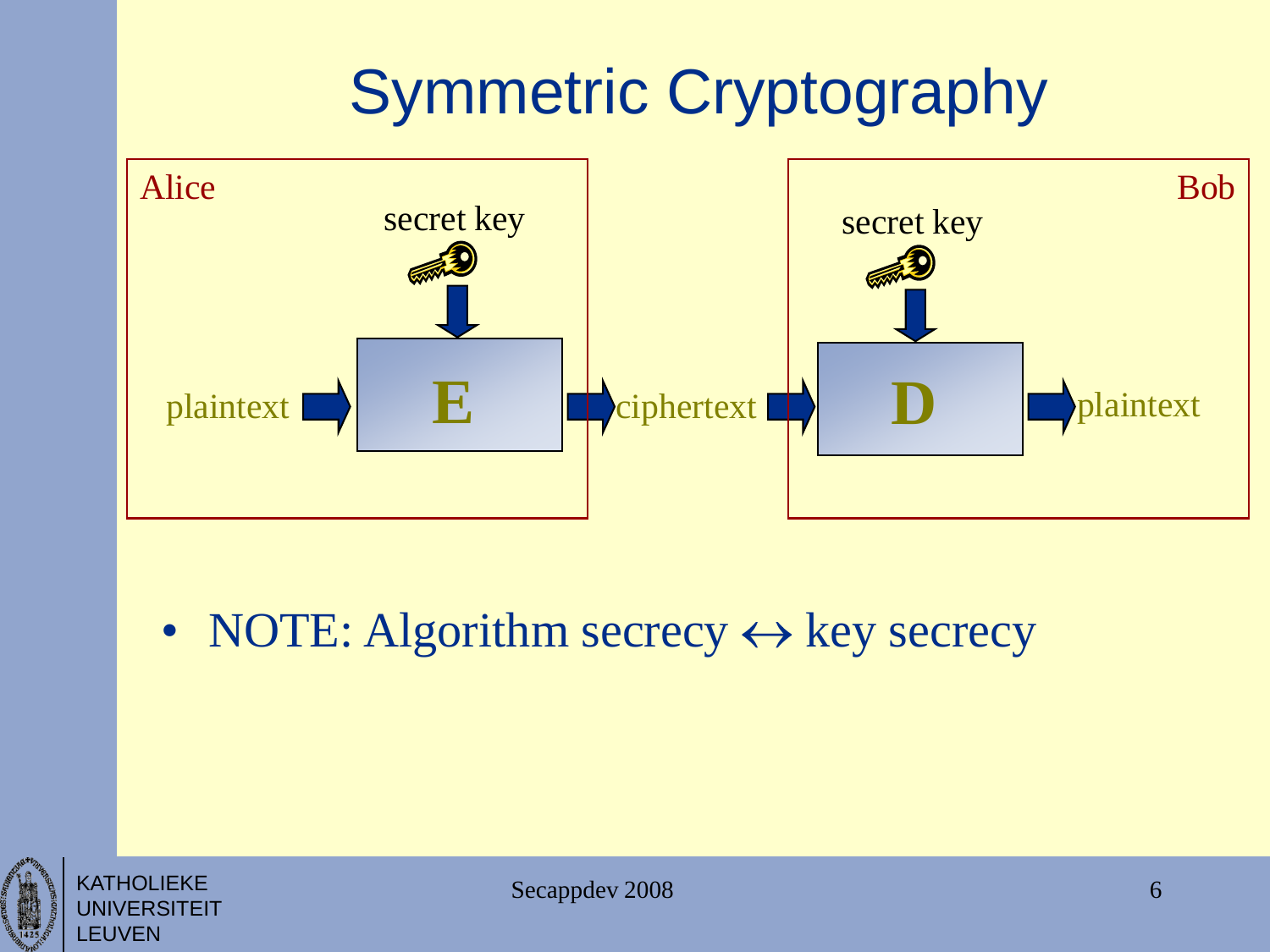# Symmetric Cryptography

Alice

secret key

plaintext → **E** → ciphertext

Bob

secret key

ciphertext → **D** → plaintext

- NOTE: Algorithm secrecy ↔ key secrecy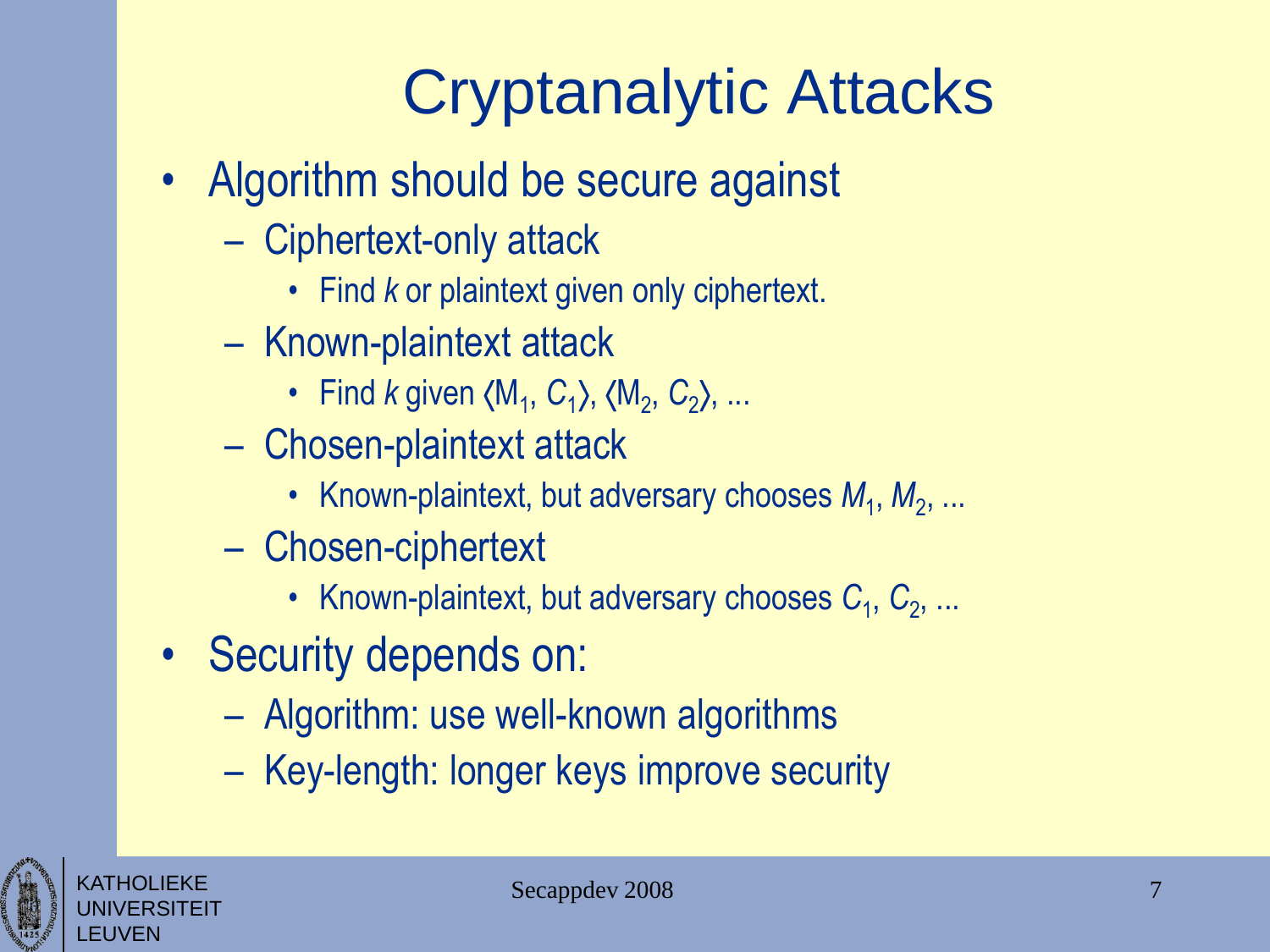# Cryptanalytic Attacks

- Algorithm should be secure against
  - Ciphertext-only attack
    - Find *k* or plaintext given only ciphertext.
  - Known-plaintext attack
    - Find *k* given $\langle M_1, C_1 \rangle$, $\langle M_2, C_2 \rangle$, ...
  - Chosen-plaintext attack
    - Known-plaintext, but adversary chooses $M_1$, $M_2$, ...
  - Chosen-ciphertext
    - Known-plaintext, but adversary chooses $C_1$, $C_2$, ...
- Security depends on:
  - Algorithm: use well-known algorithms
  - Key-length: longer keys improve security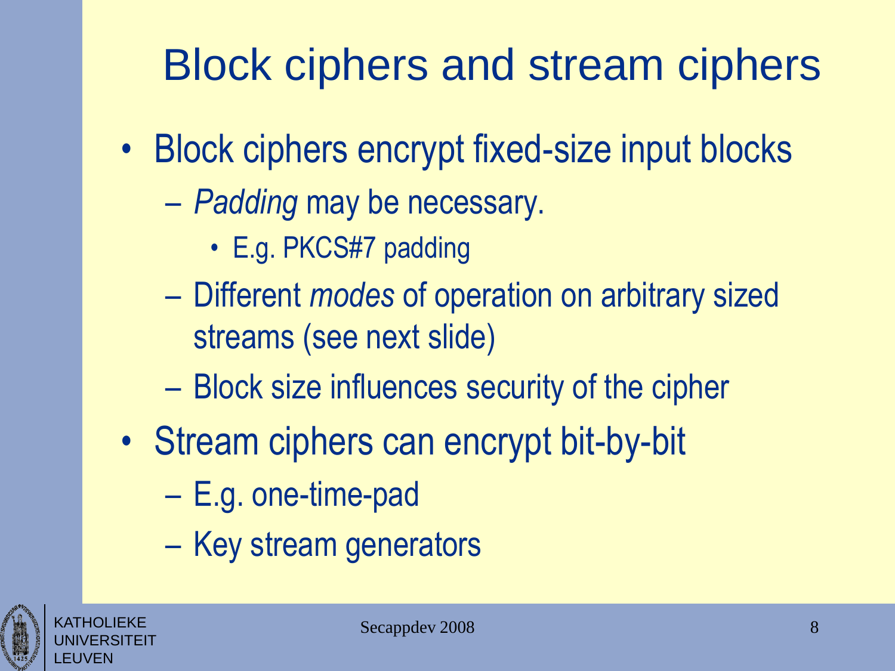# Block ciphers and stream ciphers

- Block ciphers encrypt fixed-size input blocks
  - *Padding* may be necessary.
    - E.g. PKCS#7 padding
  - Different *modes* of operation on arbitrary sized streams (see next slide)
  - Block size influences security of the cipher
- Stream ciphers can encrypt bit-by-bit
  - E.g. one-time-pad
  - Key stream generators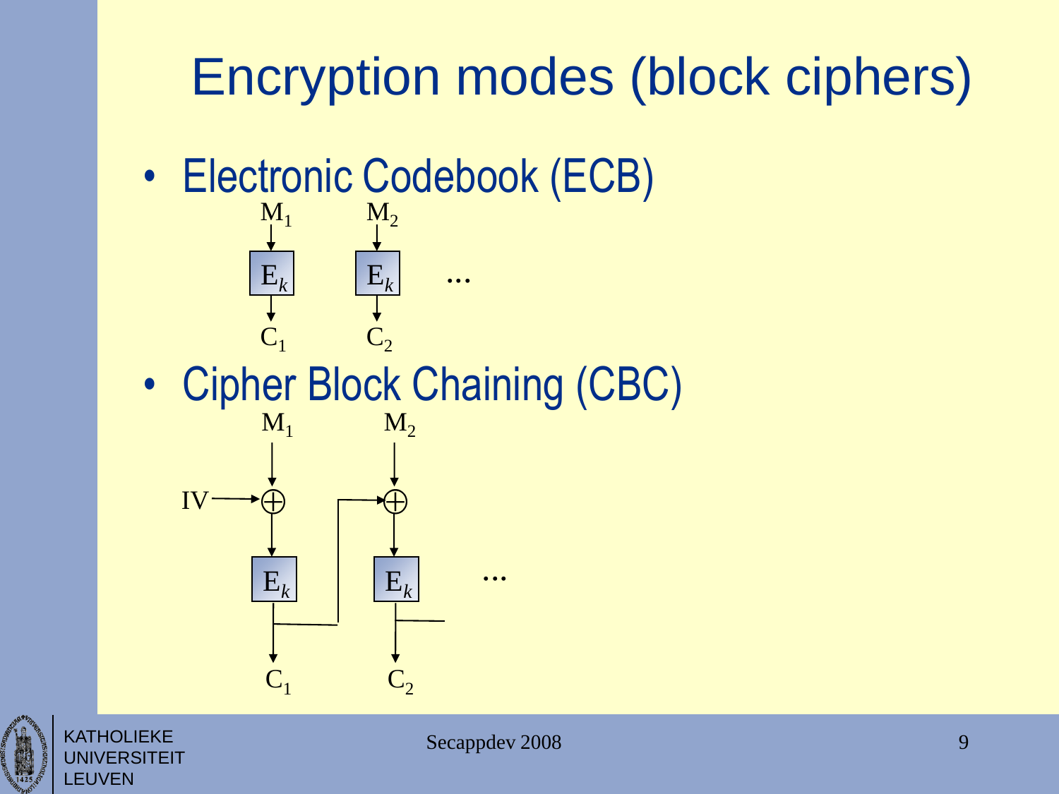# Encryption modes (block ciphers)

- Electronic Codebook (ECB)

$M_1$ $M_2$

$E_k$ $E_k$ ...

$C_1$ $C_2$

- Cipher Block Chaining (CBC)

$M_1$ $M_2$

IV $\oplus$ $\oplus$

$E_k$ $E_k$ ...

$C_1$ $C_2$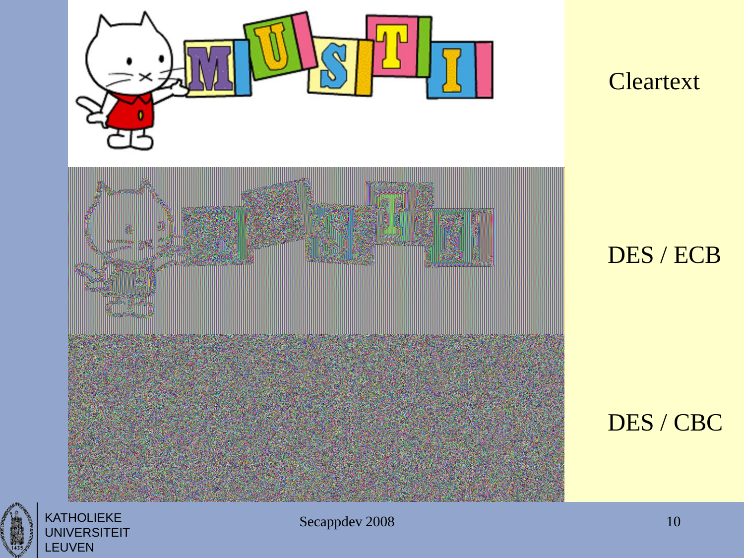Cleartext

DES / ECB

DES / CBC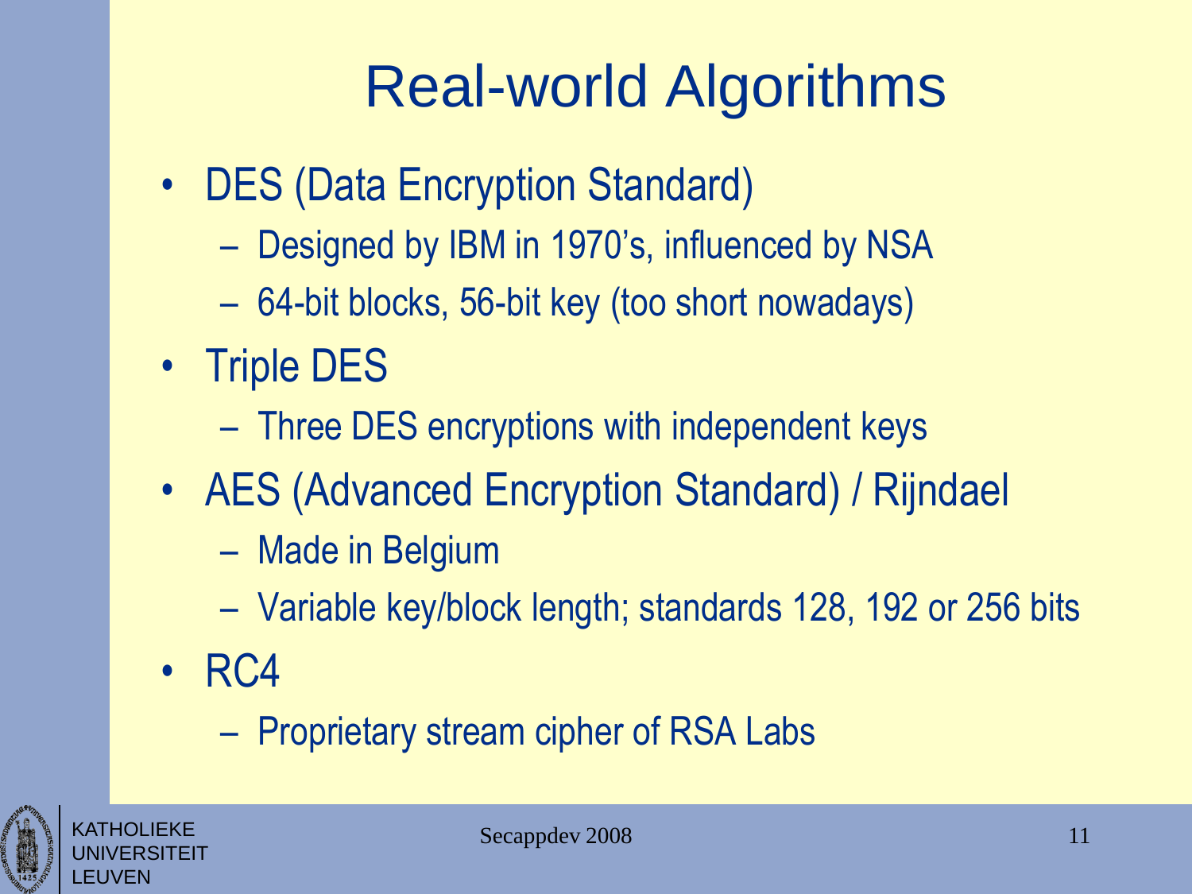# Real-world Algorithms

- DES (Data Encryption Standard)
  - Designed by IBM in 1970's, influenced by NSA
  - 64-bit blocks, 56-bit key (too short nowadays)
- Triple DES
  - Three DES encryptions with independent keys
- AES (Advanced Encryption Standard) / Rijndael
  - Made in Belgium
  - Variable key/block length; standards 128, 192 or 256 bits
- RC4
  - Proprietary stream cipher of RSA Labs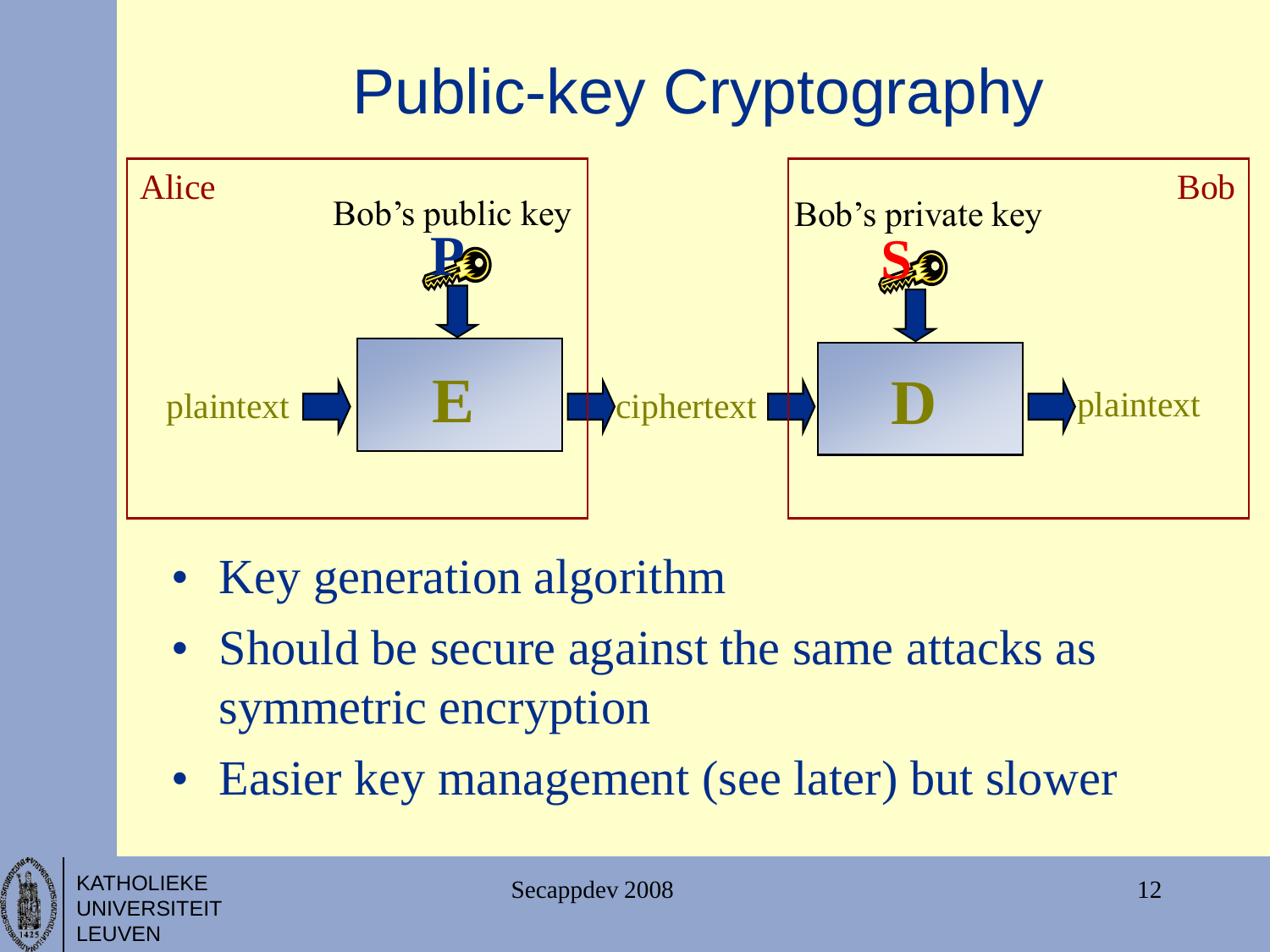# Public-key Cryptography

Alice

Bob's public key

P

plaintext → **E** → ciphertext

Bob

Bob's private key

S

ciphertext → **D** → plaintext

- Key generation algorithm
- Should be secure against the same attacks as symmetric encryption
- Easier key management (see later) but slower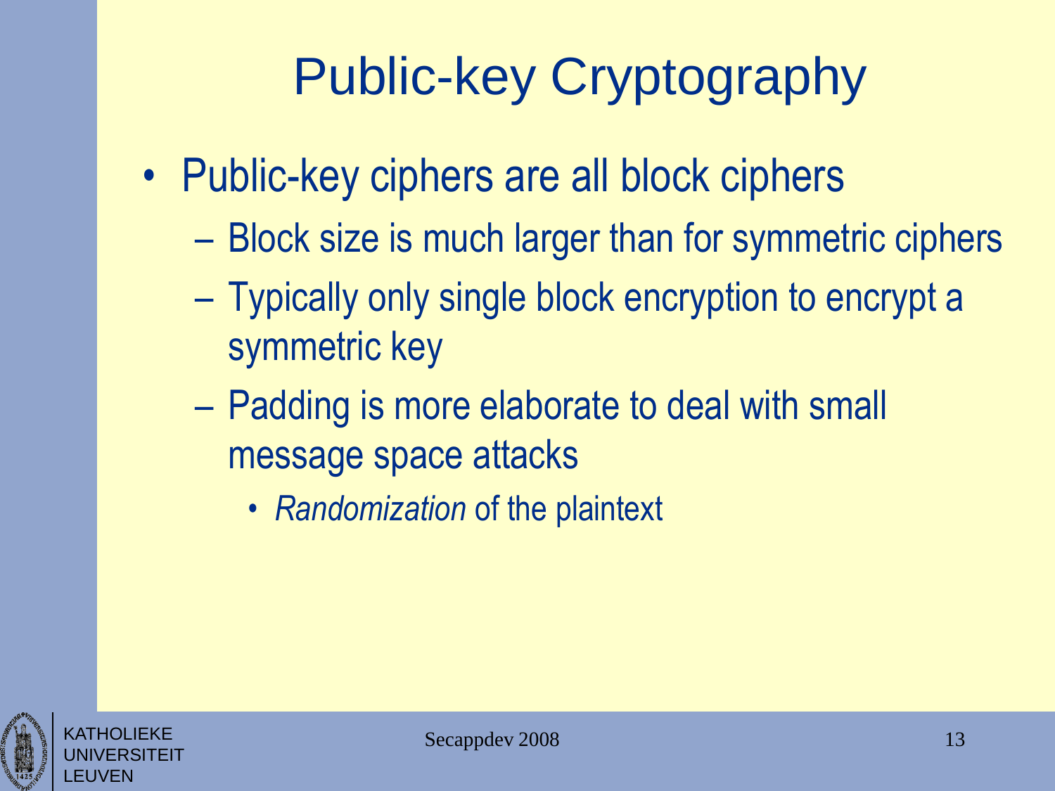# Public-key Cryptography

- Public-key ciphers are all block ciphers
  - Block size is much larger than for symmetric ciphers
  - Typically only single block encryption to encrypt a symmetric key
  - Padding is more elaborate to deal with small message space attacks
    - *Randomization* of the plaintext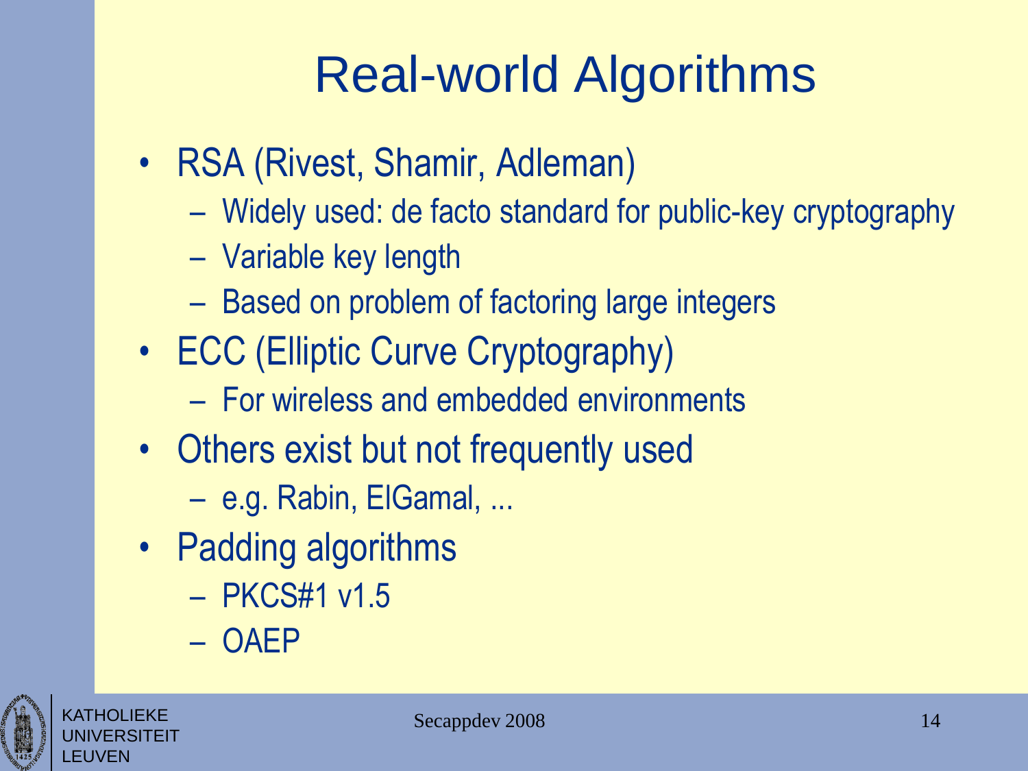# Real-world Algorithms

- RSA (Rivest, Shamir, Adleman)
  - Widely used: de facto standard for public-key cryptography
  - Variable key length
  - Based on problem of factoring large integers
- ECC (Elliptic Curve Cryptography)
  - For wireless and embedded environments
- Others exist but not frequently used
  - e.g. Rabin, ElGamal, ...
- Padding algorithms
  - PKCS#1 v1.5
  - OAEP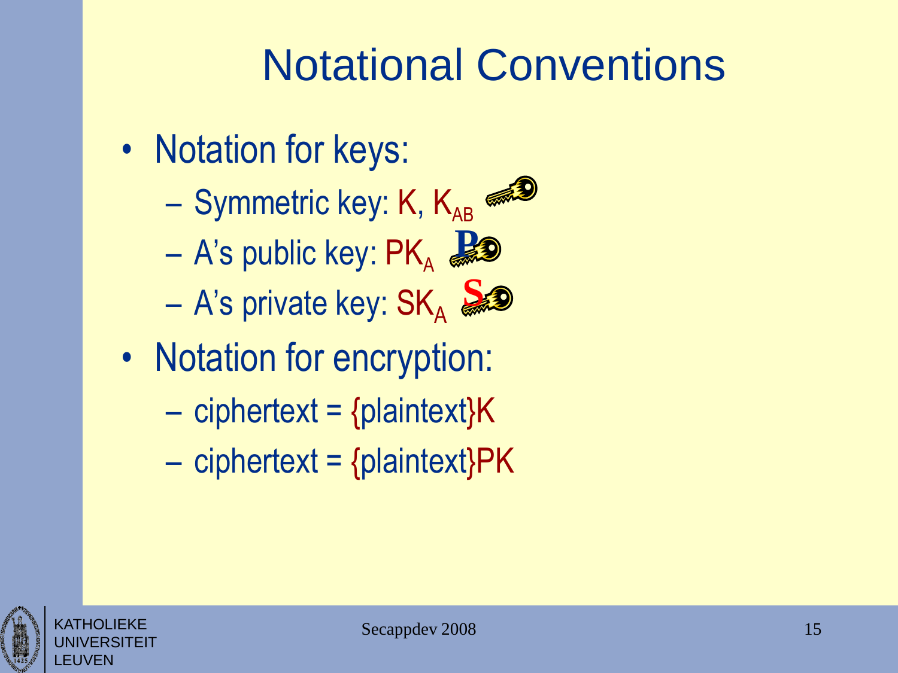# Notational Conventions

- Notation for keys:
  - Symmetric key: K, $K_{AB}$
  - A's public key: $PK_A$
  - A's private key: $SK_A$
- Notation for encryption:
  - ciphertext = {plaintext}K
  - ciphertext = {plaintext}PK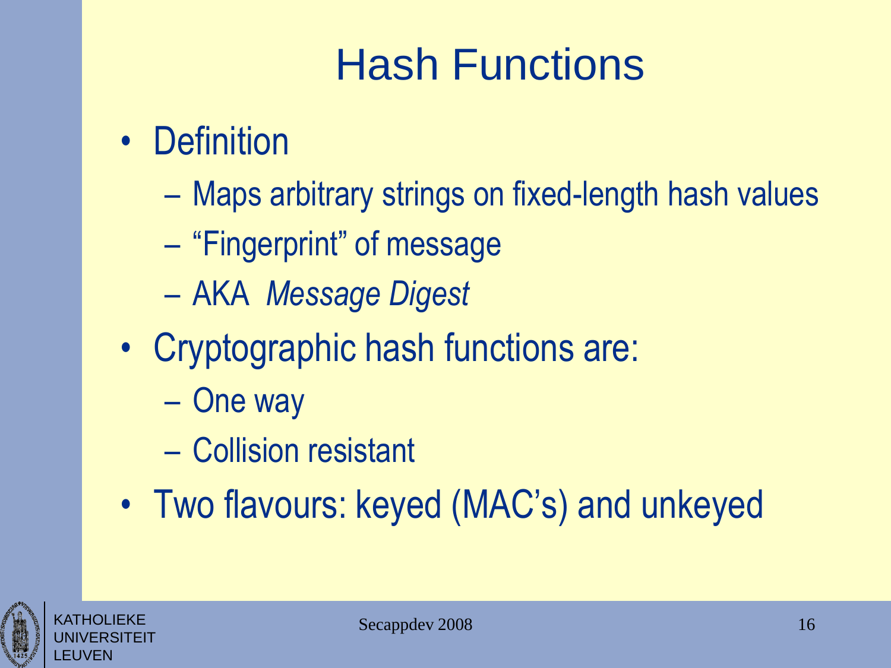# Hash Functions

- Definition
  - Maps arbitrary strings on fixed-length hash values
  - "Fingerprint" of message
  - AKA *Message Digest*
- Cryptographic hash functions are:
  - One way
  - Collision resistant
- Two flavours: keyed (MAC's) and unkeyed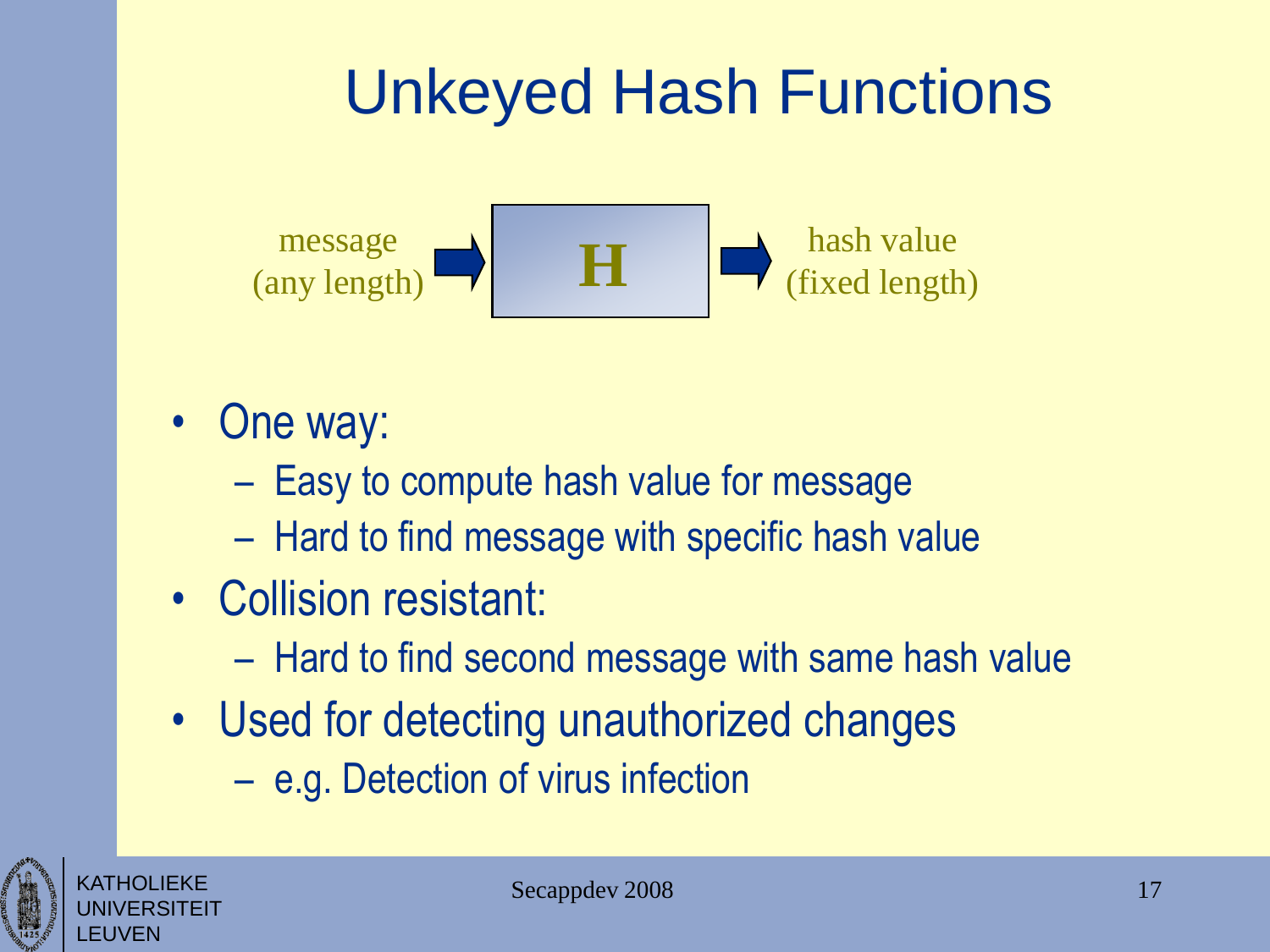# Unkeyed Hash Functions

message (any length) → **H** → hash value (fixed length)

- One way:
  - Easy to compute hash value for message
  - Hard to find message with specific hash value
- Collision resistant:
  - Hard to find second message with same hash value
- Used for detecting unauthorized changes
  - e.g. Detection of virus infection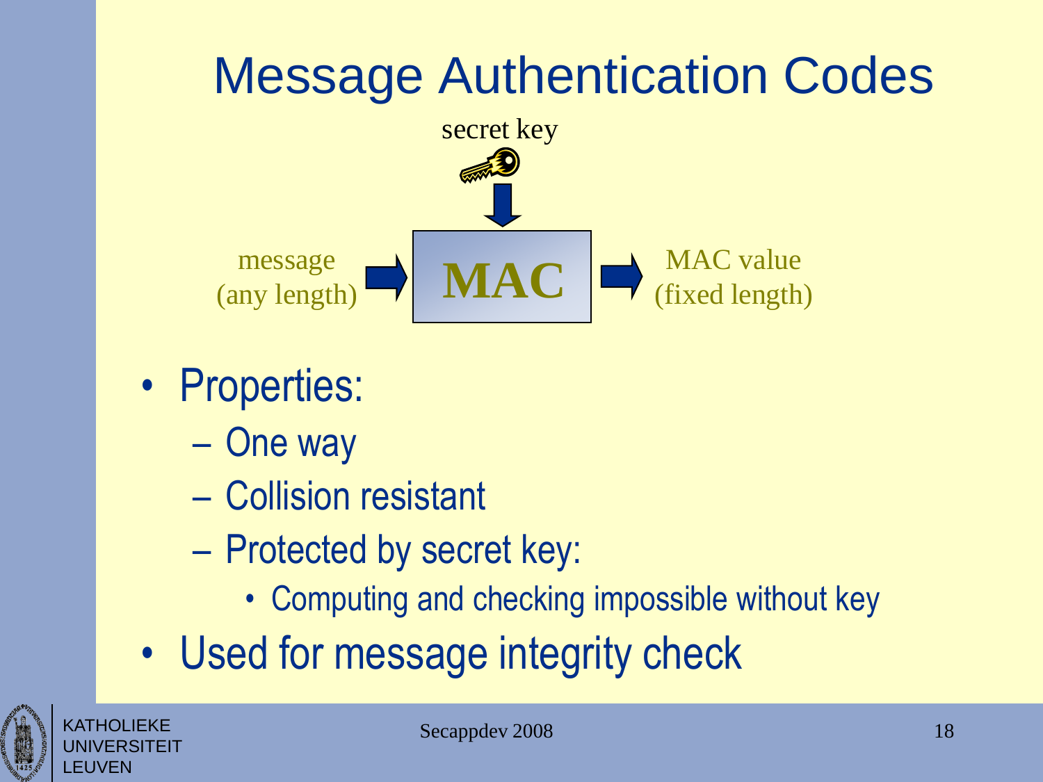# Message Authentication Codes

secret key

message (any length) → **MAC** → MAC value (fixed length)

- Properties:
  - One way
  - Collision resistant
  - Protected by secret key:
    - Computing and checking impossible without key
- Used for message integrity check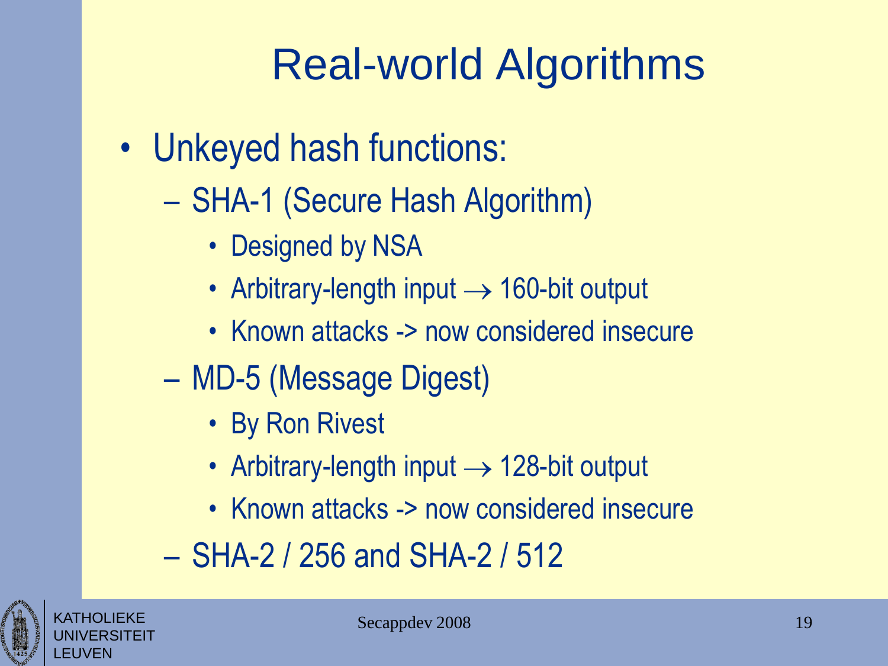# Real-world Algorithms

- Unkeyed hash functions:
  - SHA-1 (Secure Hash Algorithm)
    - Designed by NSA
    - Arbitrary-length input $\rightarrow$ 160-bit output
    - Known attacks -> now considered insecure
  - MD-5 (Message Digest)
    - By Ron Rivest
    - Arbitrary-length input $\rightarrow$ 128-bit output
    - Known attacks -> now considered insecure
  - SHA-2 / 256 and SHA-2 / 512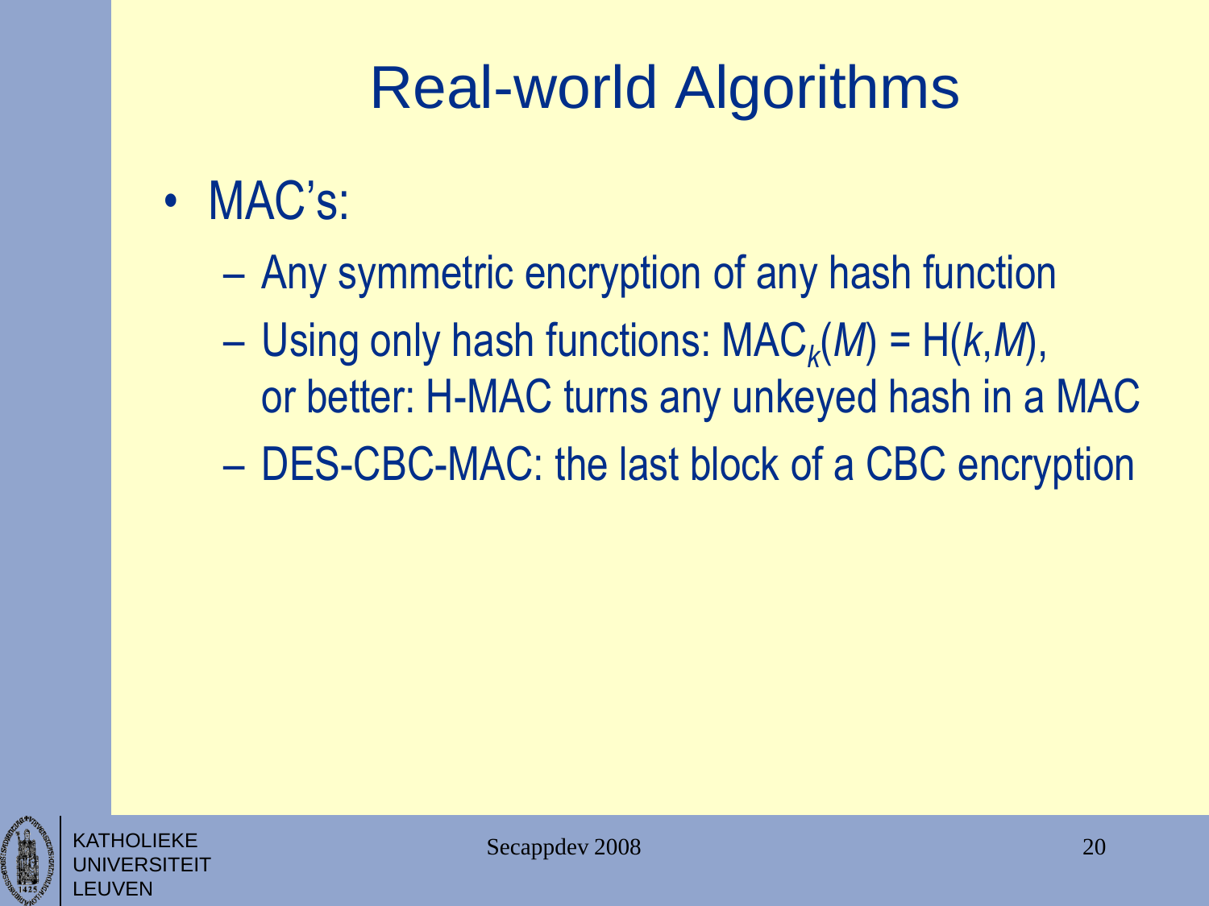# Real-world Algorithms

- MAC's:
  - Any symmetric encryption of any hash function
  - Using only hash functions: $MAC_k(M) = H(k,M)$, or better: H-MAC turns any unkeyed hash in a MAC
  - DES-CBC-MAC: the last block of a CBC encryption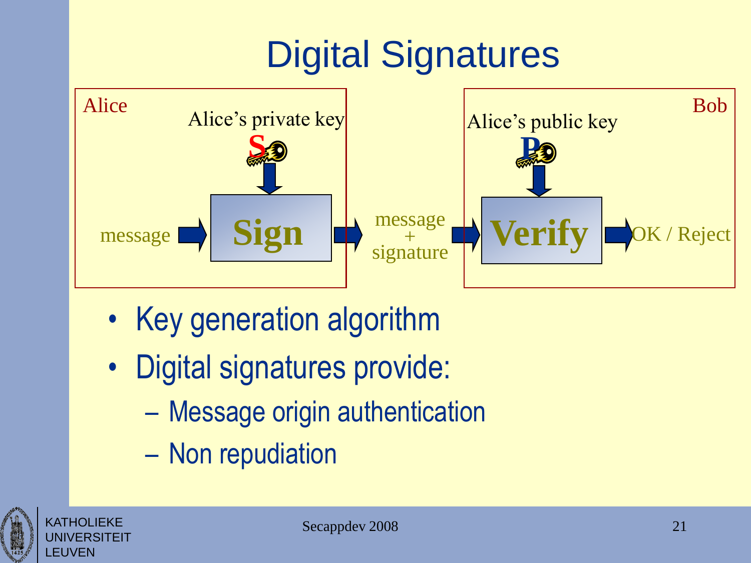# Digital Signatures

Alice

Alice's private key

S

message → **Sign** → message + signature → **Verify** → OK / Reject

Bob

Alice's public key

P

- Key generation algorithm
- Digital signatures provide:
  - Message origin authentication
  - Non repudiation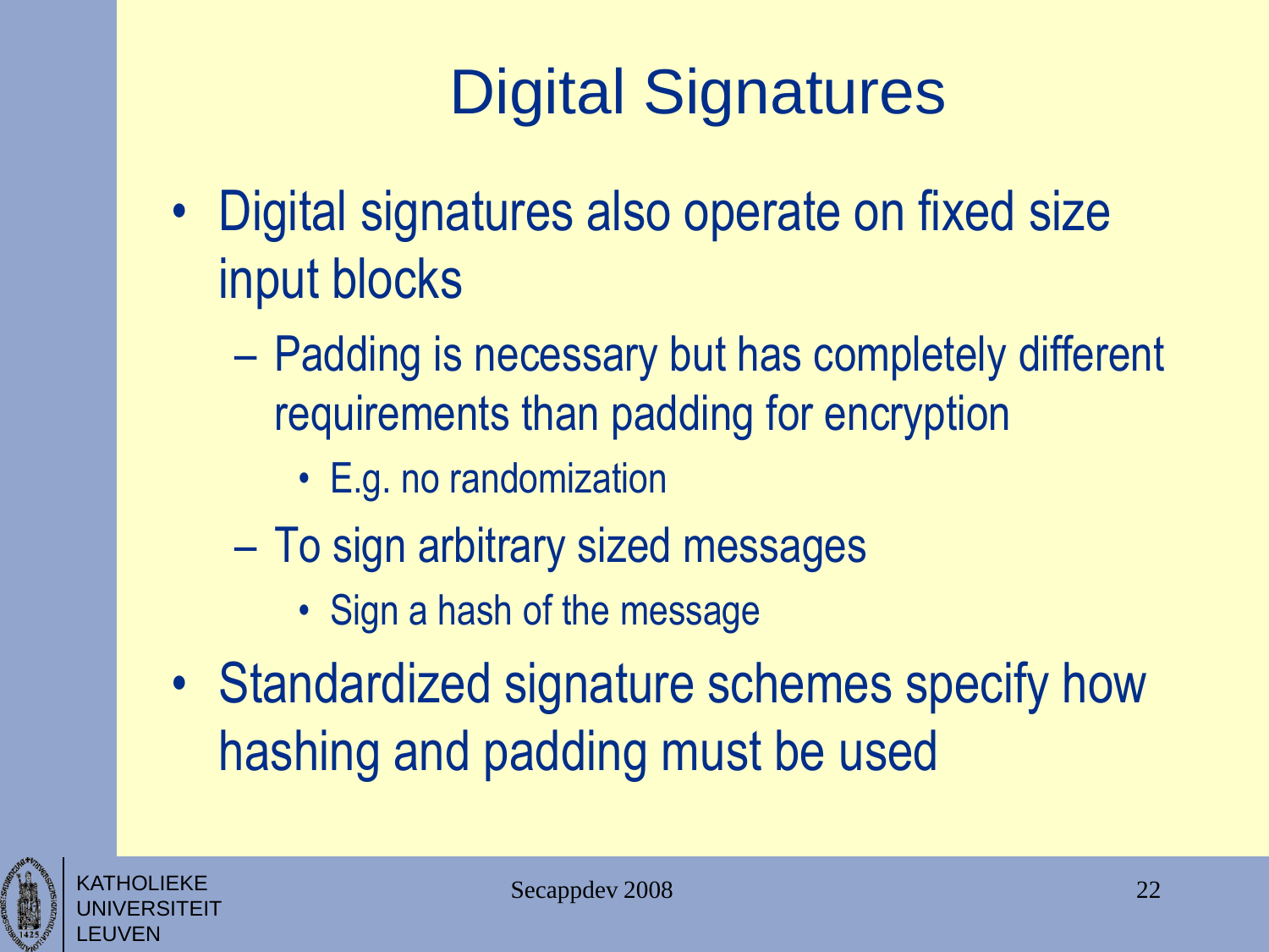# Digital Signatures

- Digital signatures also operate on fixed size input blocks
  - Padding is necessary but has completely different requirements than padding for encryption
    - E.g. no randomization
  - To sign arbitrary sized messages
    - Sign a hash of the message
- Standardized signature schemes specify how hashing and padding must be used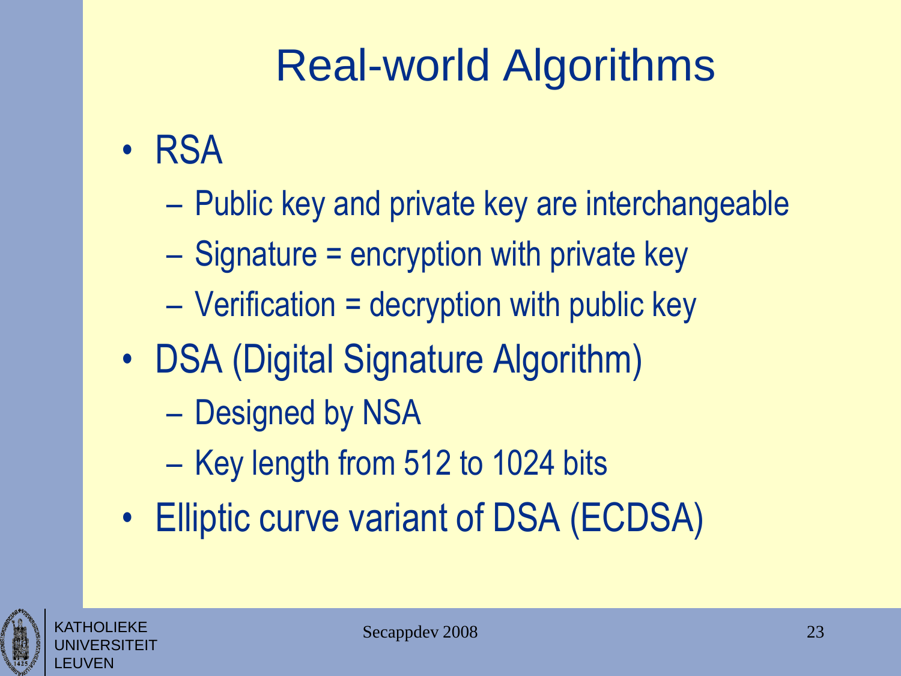# Real-world Algorithms

- RSA
  - Public key and private key are interchangeable
  - Signature = encryption with private key
  - Verification = decryption with public key
- DSA (Digital Signature Algorithm)
  - Designed by NSA
  - Key length from 512 to 1024 bits
- Elliptic curve variant of DSA (ECDSA)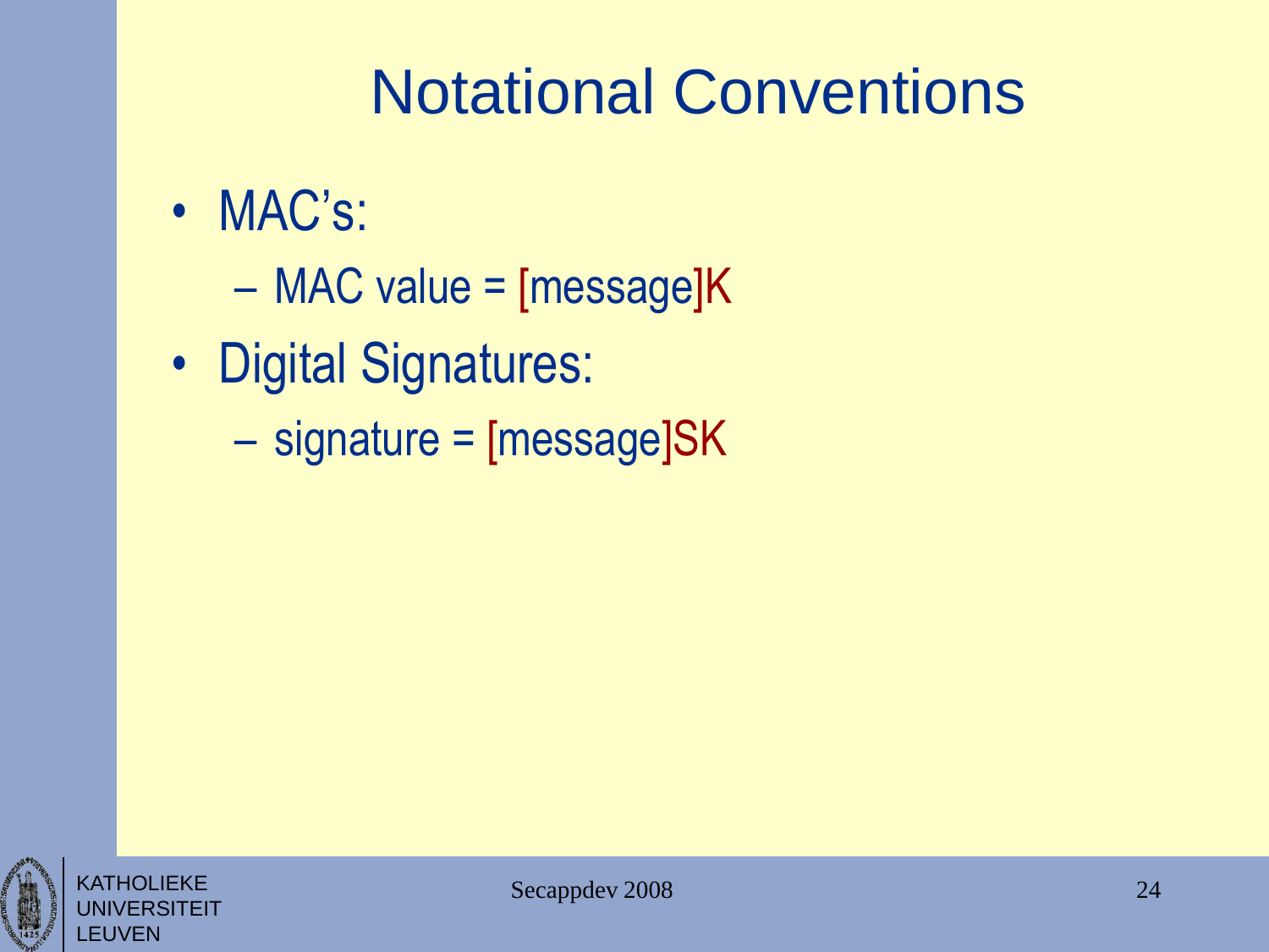# Notational Conventions

- MAC's:
  - MAC value = [message]K
- Digital Signatures:
  - signature = [message]SK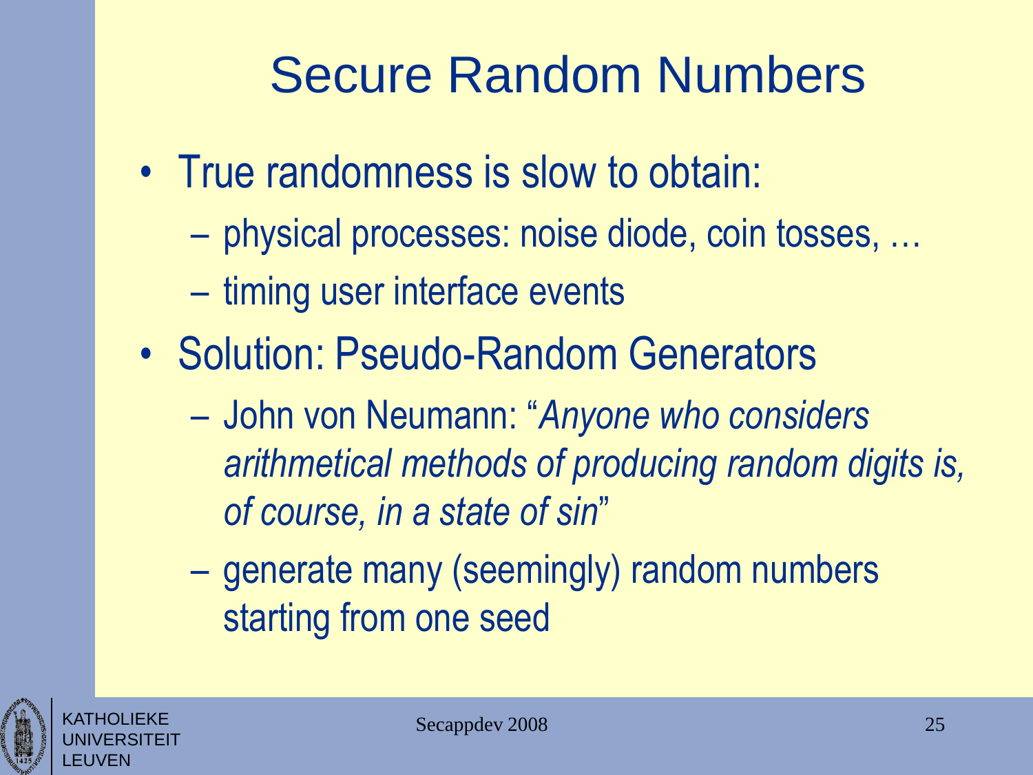# Secure Random Numbers

- True randomness is slow to obtain:
  - physical processes: noise diode, coin tosses, …
  - timing user interface events
- Solution: Pseudo-Random Generators
  - John von Neumann: "*Anyone who considers arithmetical methods of producing random digits is, of course, in a state of sin*"
  - generate many (seemingly) random numbers starting from one seed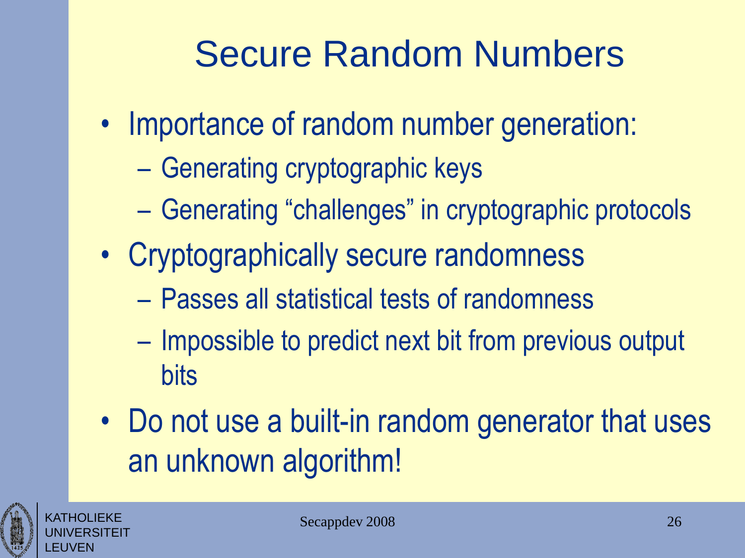# Secure Random Numbers

- Importance of random number generation:
  - Generating cryptographic keys
  - Generating “challenges” in cryptographic protocols
- Cryptographically secure randomness
  - Passes all statistical tests of randomness
  - Impossible to predict next bit from previous output bits
- Do not use a built-in random generator that uses an unknown algorithm!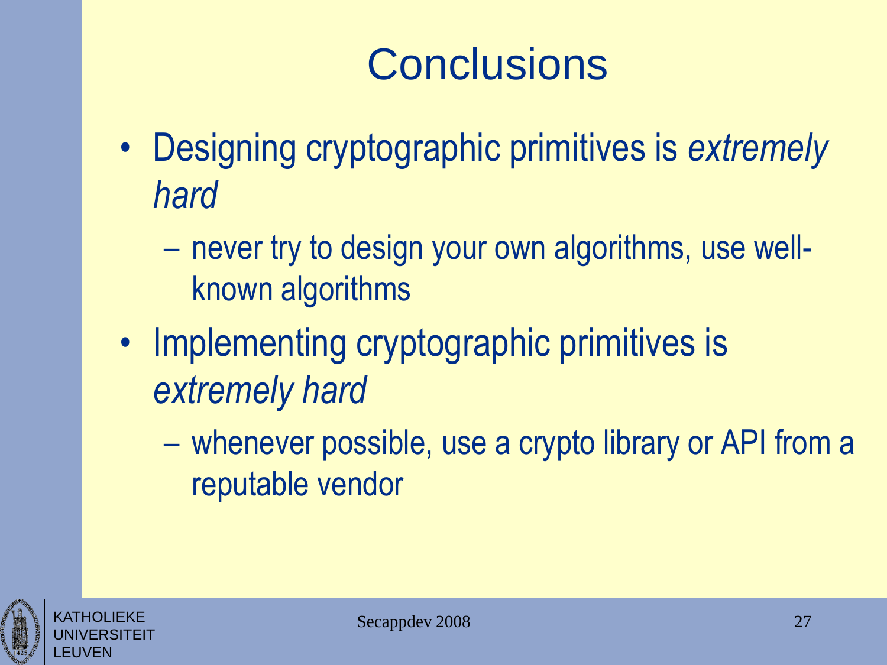# Conclusions

- Designing cryptographic primitives is *extremely hard*
  - never try to design your own algorithms, use well-known algorithms
- Implementing cryptographic primitives is *extremely hard*
  - whenever possible, use a crypto library or API from a reputable vendor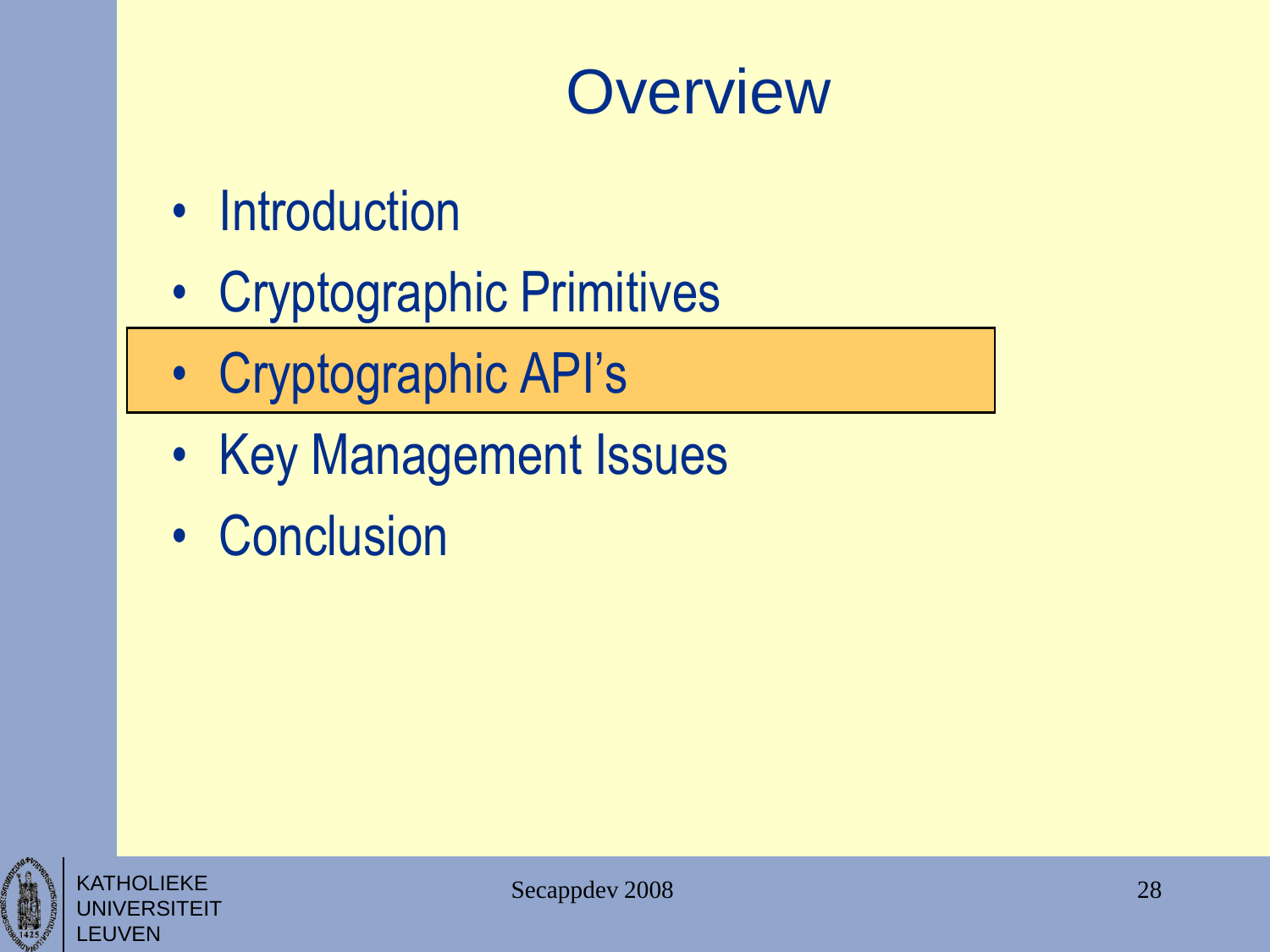# Overview

- Introduction
- Cryptographic Primitives
- **Cryptographic API's**
- Key Management Issues
- Conclusion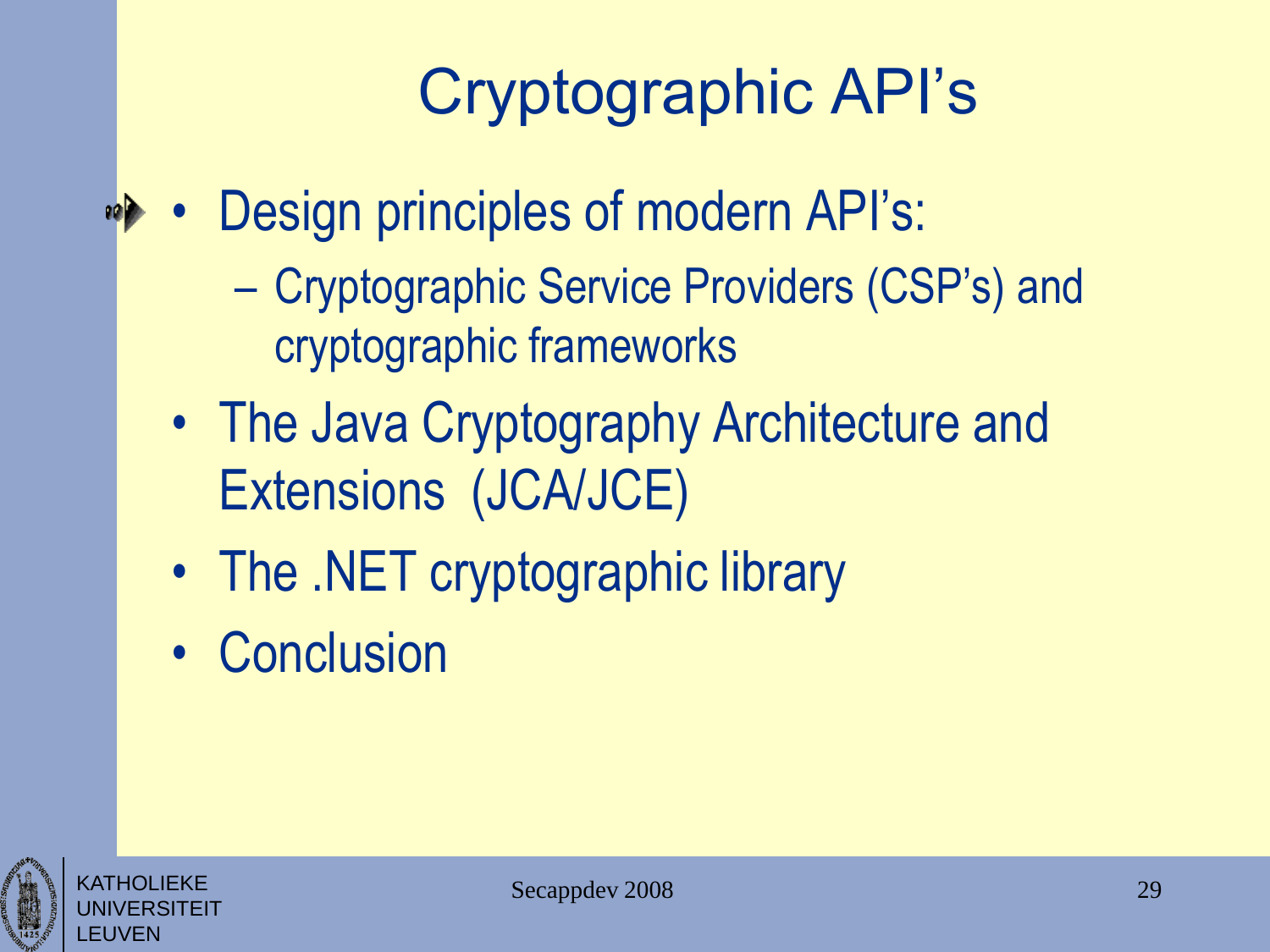# Cryptographic API's

- Design principles of modern API's:
  - Cryptographic Service Providers (CSP's) and cryptographic frameworks
- The Java Cryptography Architecture and Extensions (JCA/JCE)
- The .NET cryptographic library
- Conclusion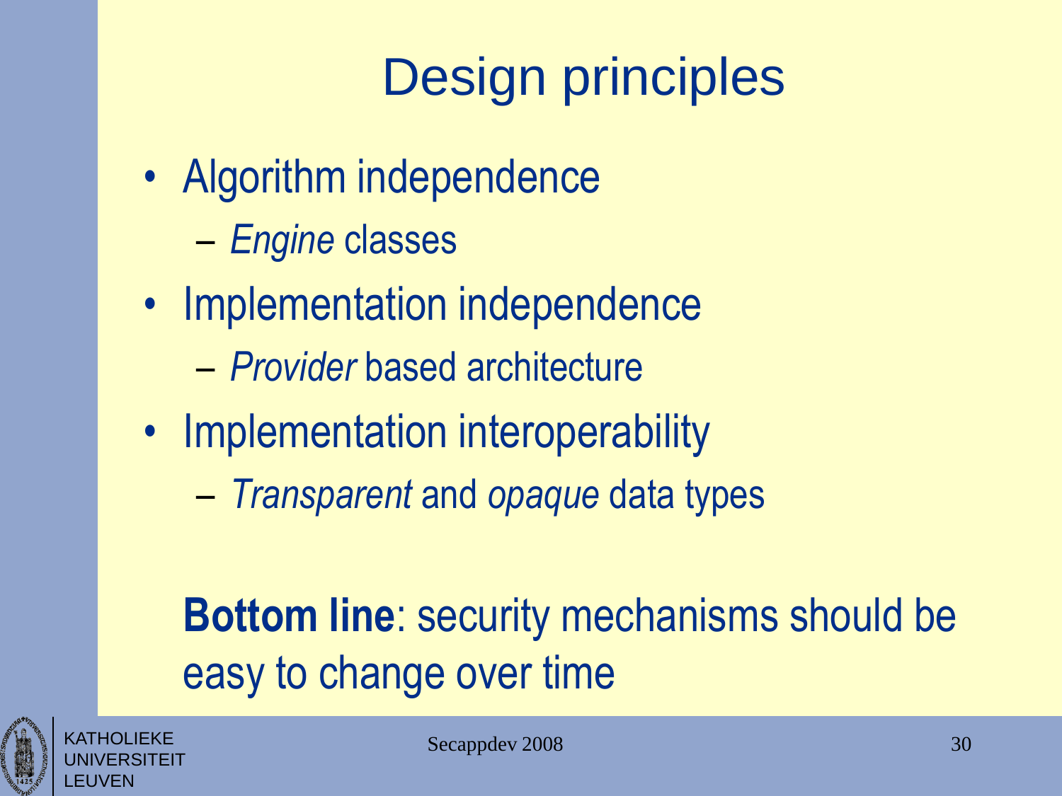# Design principles

- Algorithm independence
  - *Engine* classes
- Implementation independence
  - *Provider* based architecture
- Implementation interoperability
  - *Transparent* and *opaque* data types

**Bottom line**: security mechanisms should be easy to change over time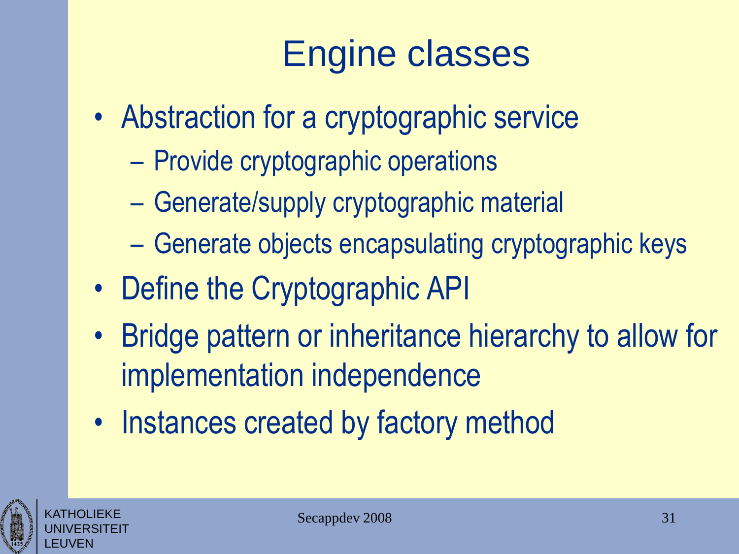# Engine classes

- Abstraction for a cryptographic service
  - Provide cryptographic operations
  - Generate/supply cryptographic material
  - Generate objects encapsulating cryptographic keys
- Define the Cryptographic API
- Bridge pattern or inheritance hierarchy to allow for implementation independence
- Instances created by factory method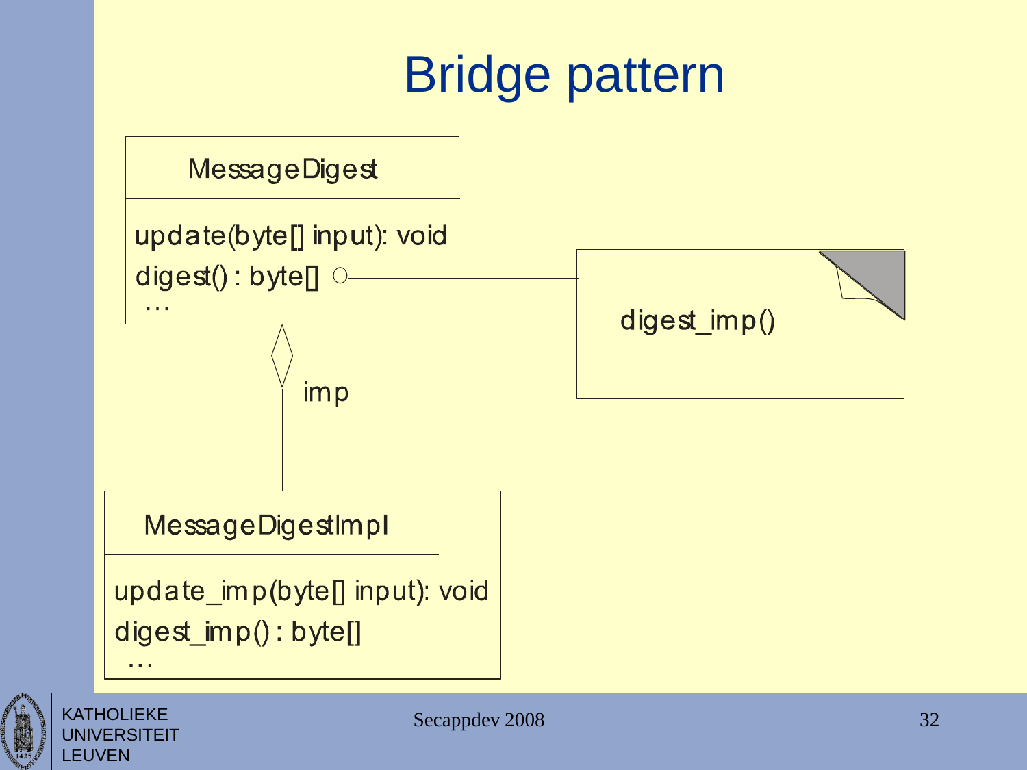# Bridge pattern

MessageDigest

update(byte[] input): void
digest() : byte[]
…

digest_imp()

imp

MessageDigestImpl

update_imp(byte[] input): void
digest_imp() : byte[]
…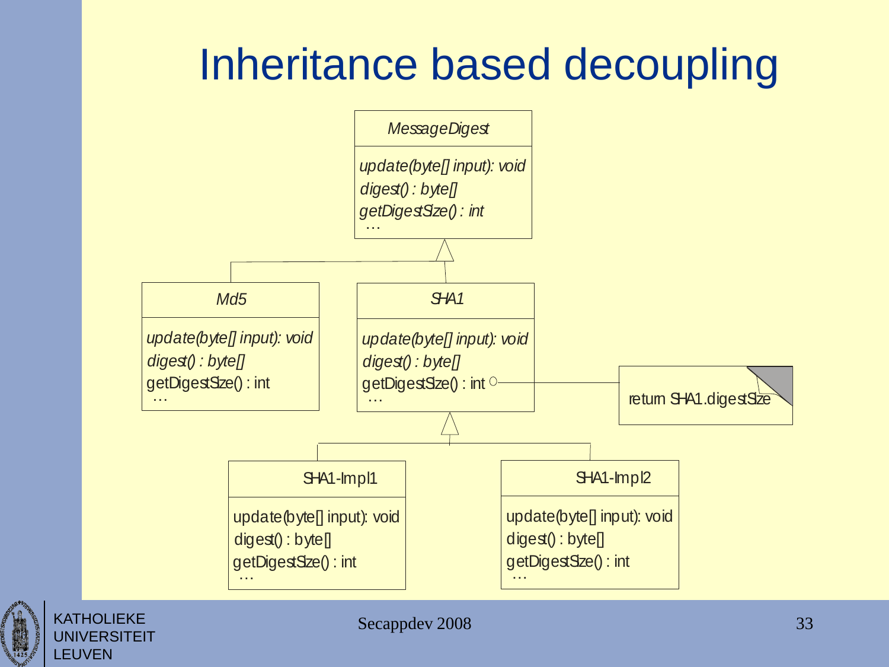# Inheritance based decoupling

**MessageDigest**

- *update(byte[] input): void*
- *digest() : byte[]*
- *getDigestSize() : int*
- …

**Md5** (inherits from MessageDigest)

- *update(byte[] input): void*
- *digest() : byte[]*
- getDigestSize() : int
- …

**SHA1** (inherits from MessageDigest)

- *update(byte[] input): void*
- *digest() : byte[]*
- getDigestSize() : int
- …

Note on SHA1.getDigestSize(): return SHA1.digestSize

**SHA1-Impl1** (inherits from SHA1)

- update(byte[] input): void
- digest() : byte[]
- getDigestSize() : int
- …

**SHA1-Impl2** (inherits from SHA1)

- update(byte[] input): void
- digest() : byte[]
- getDigestSize() : int
- …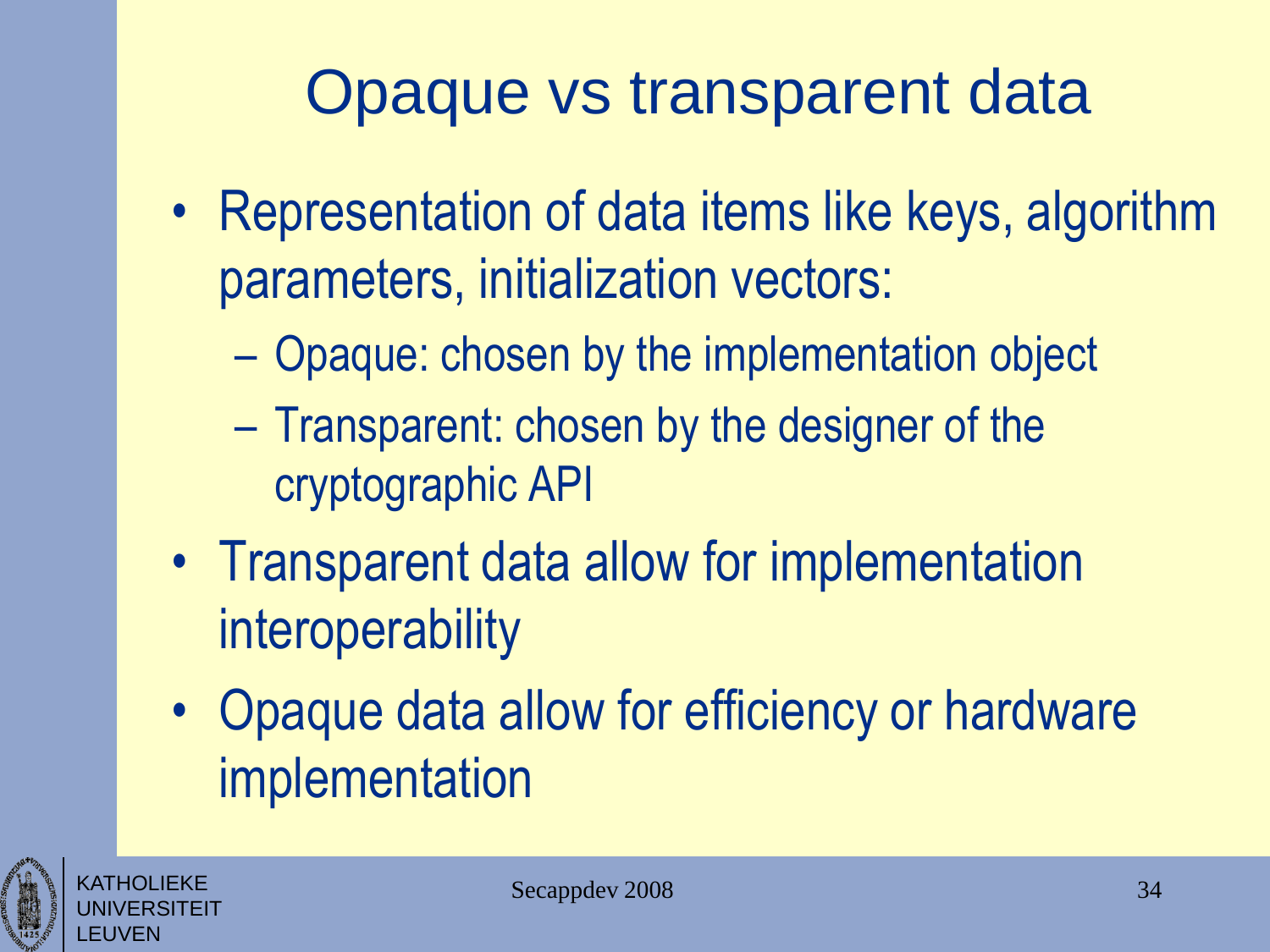# Opaque vs transparent data

- Representation of data items like keys, algorithm parameters, initialization vectors:
  - Opaque: chosen by the implementation object
  - Transparent: chosen by the designer of the cryptographic API
- Transparent data allow for implementation interoperability
- Opaque data allow for efficiency or hardware implementation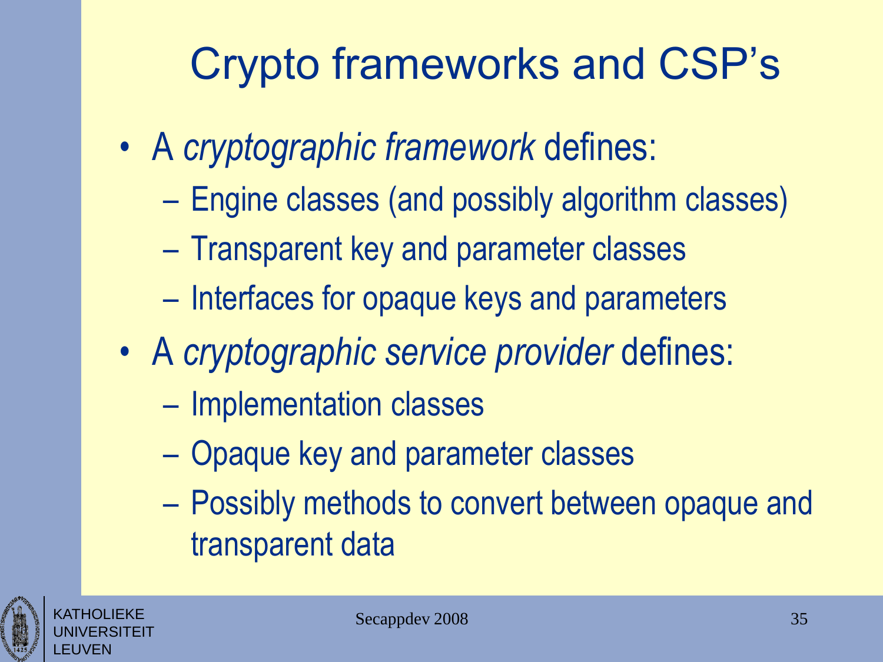# Crypto frameworks and CSP's

- A *cryptographic framework* defines:
  - Engine classes (and possibly algorithm classes)
  - Transparent key and parameter classes
  - Interfaces for opaque keys and parameters
- A *cryptographic service provider* defines:
  - Implementation classes
  - Opaque key and parameter classes
  - Possibly methods to convert between opaque and transparent data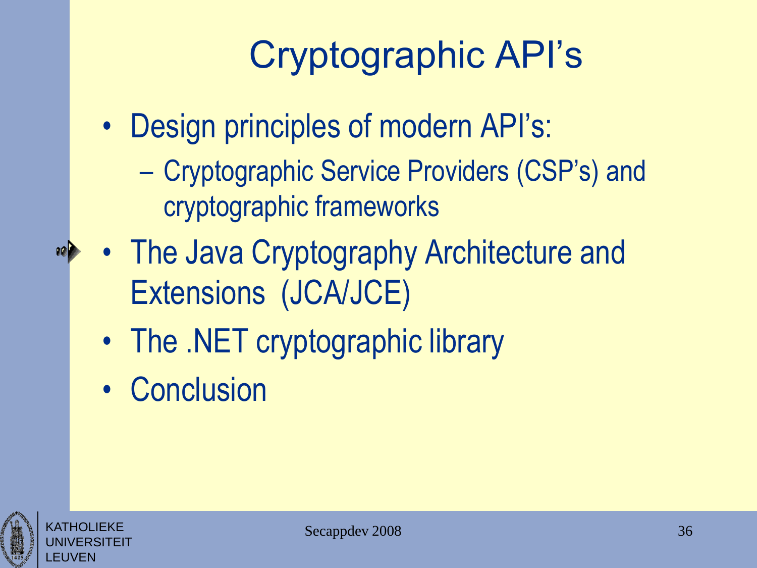# Cryptographic API's

- Design principles of modern API's:
  - Cryptographic Service Providers (CSP's) and cryptographic frameworks
- The Java Cryptography Architecture and Extensions (JCA/JCE)
- The .NET cryptographic library
- Conclusion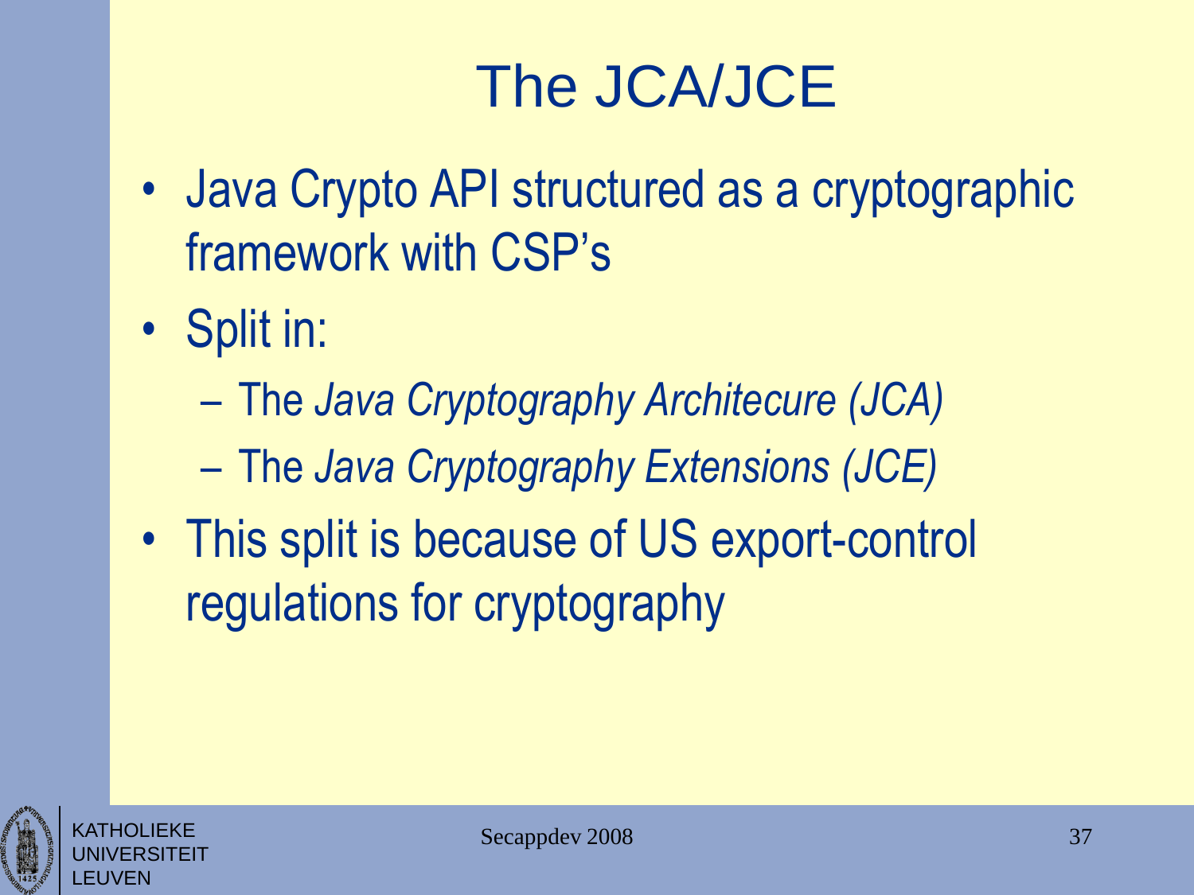# The JCA/JCE

- Java Crypto API structured as a cryptographic framework with CSP's
- Split in:
  - The *Java Cryptography Architecure (JCA)*
  - The *Java Cryptography Extensions (JCE)*
- This split is because of US export-control regulations for cryptography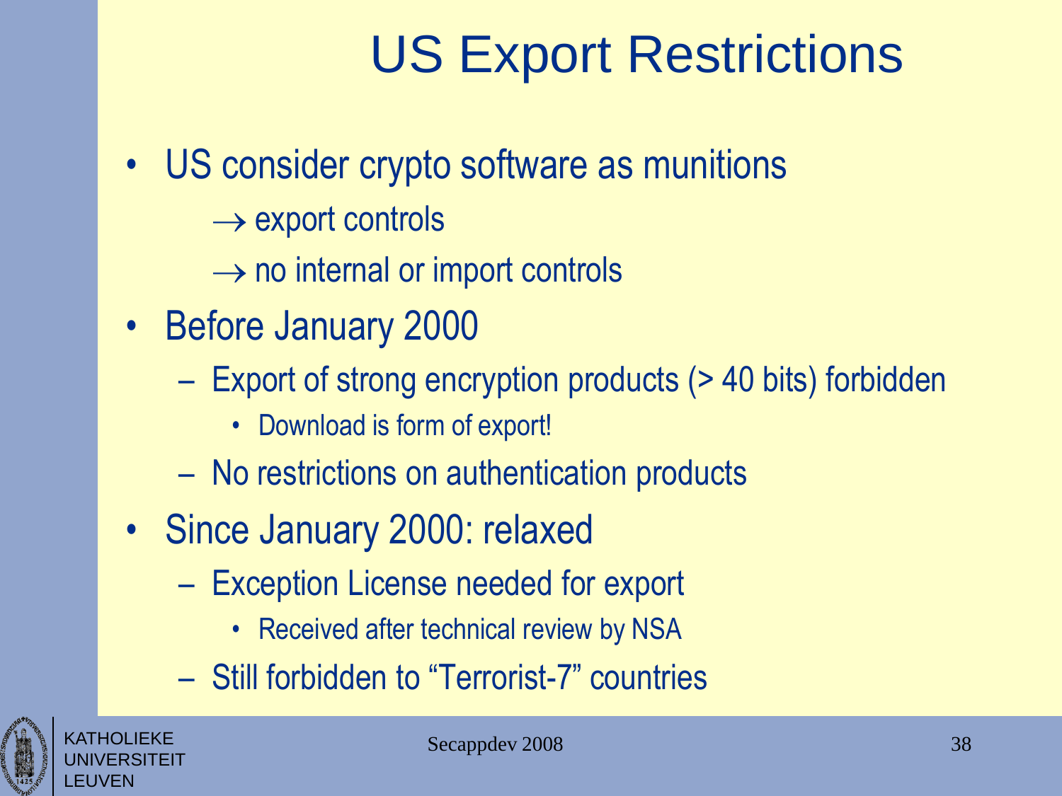# US Export Restrictions

- US consider crypto software as munitions
  - $\rightarrow$ export controls
  - $\rightarrow$ no internal or import controls
- Before January 2000
  - Export of strong encryption products (> 40 bits) forbidden
    - Download is form of export!
  - No restrictions on authentication products
- Since January 2000: relaxed
  - Exception License needed for export
    - Received after technical review by NSA
  - Still forbidden to “Terrorist-7” countries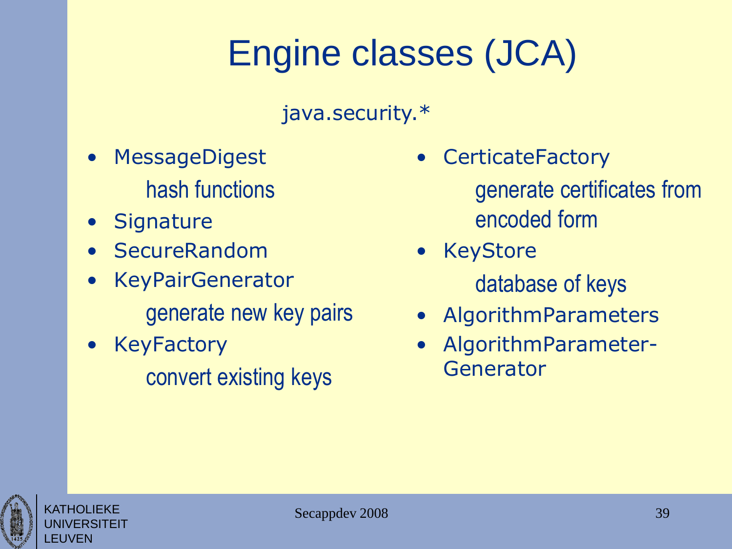# Engine classes (JCA)

java.security.*

- MessageDigest
  - hash functions
- Signature
- SecureRandom
- KeyPairGenerator
  - generate new key pairs
- KeyFactory
  - convert existing keys
- CerticateFactory
  - generate certificates from encoded form
- KeyStore
  - database of keys
- AlgorithmParameters
- AlgorithmParameter-Generator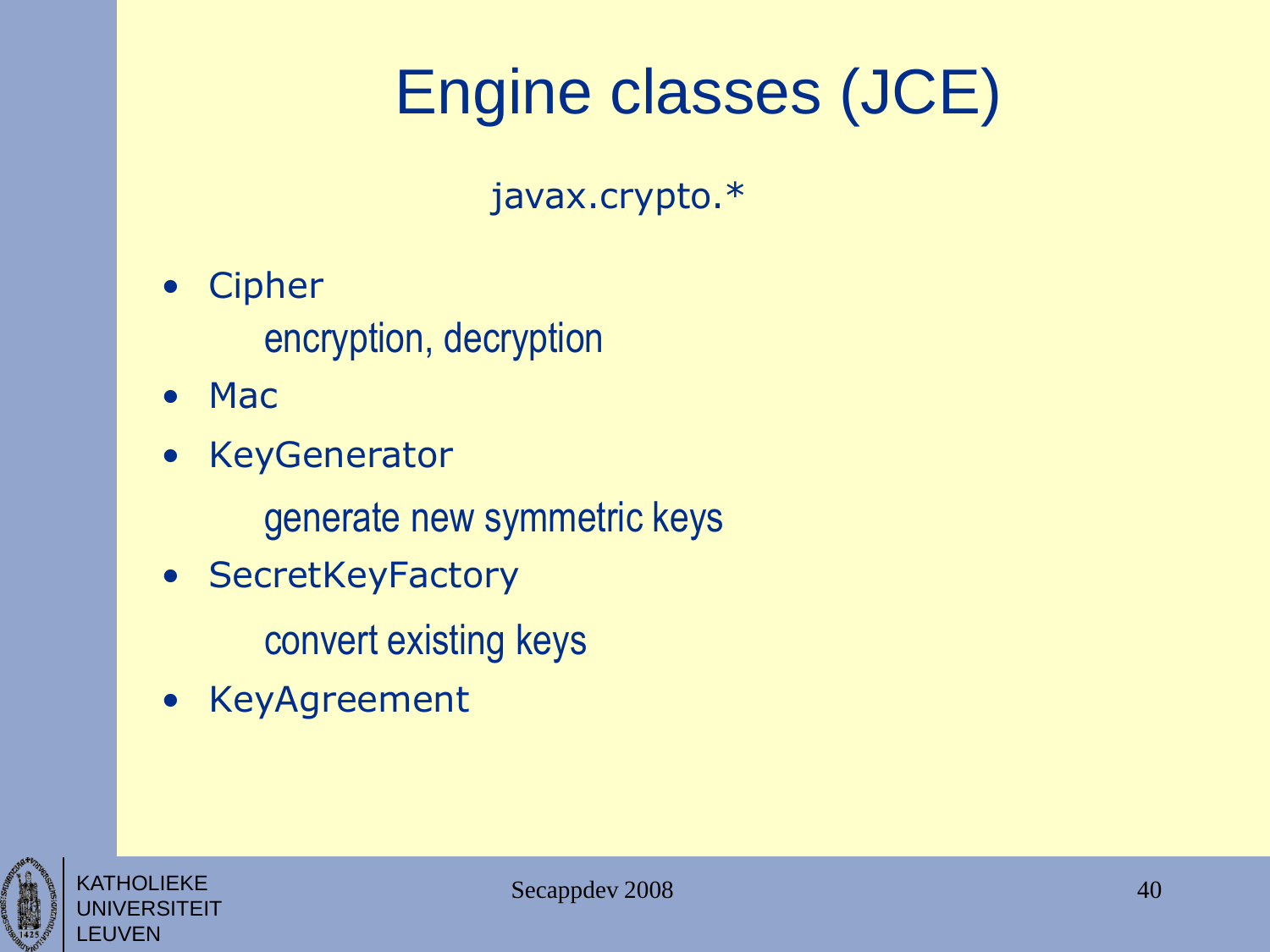# Engine classes (JCE)

`javax.crypto.*`

- Cipher

  encryption, decryption

- Mac
- KeyGenerator

  generate new symmetric keys

- SecretKeyFactory

  convert existing keys

- KeyAgreement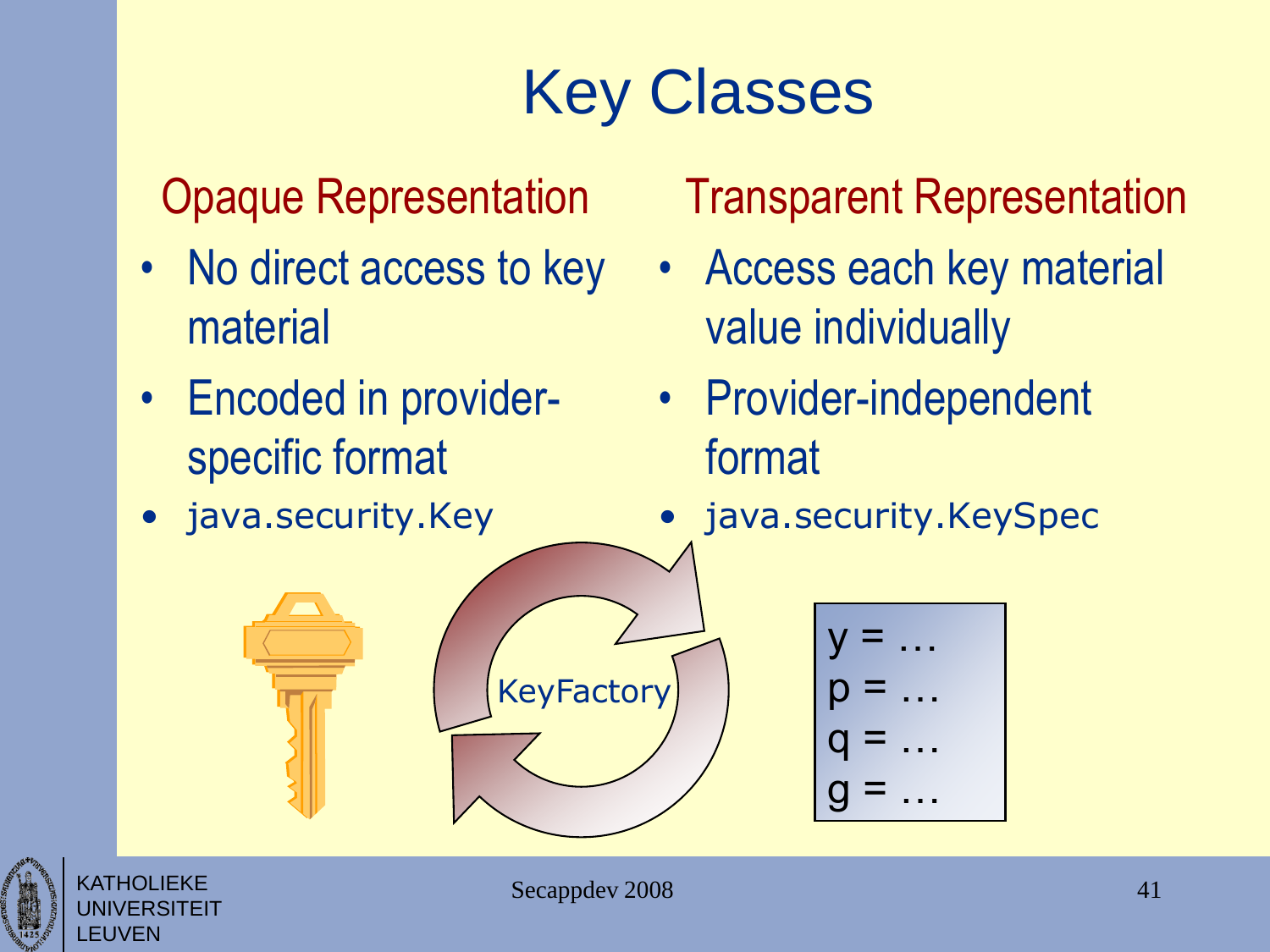# Key Classes

## Opaque Representation

- No direct access to key material
- Encoded in provider-specific format
- `java.security.Key`

## Transparent Representation

- Access each key material value individually
- Provider-independent format
- `java.security.KeySpec`

KeyFactory

y = …
p = …
q = …
g = …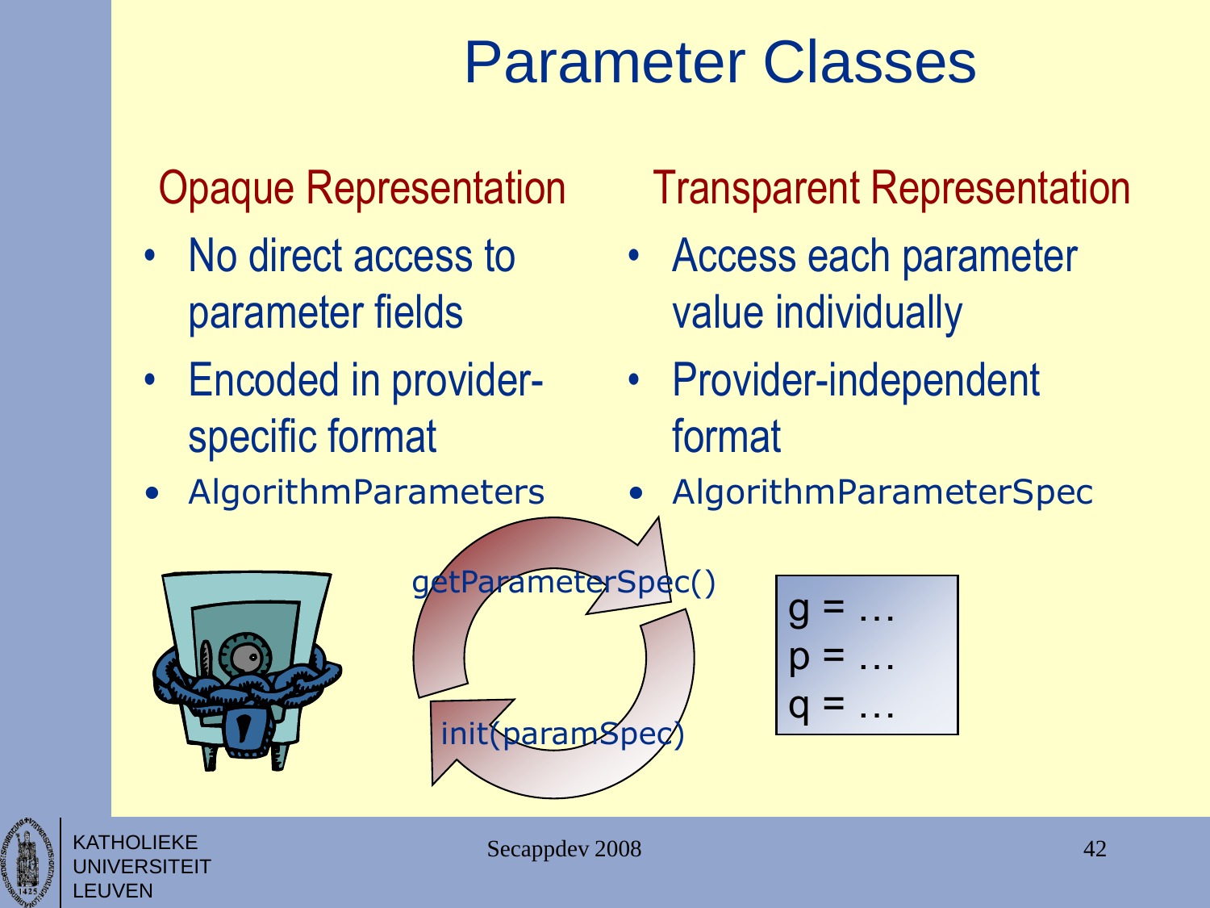# Parameter Classes

## Opaque Representation

- No direct access to parameter fields
- Encoded in provider-specific format
- `AlgorithmParameters`

## Transparent Representation

- Access each parameter value individually
- Provider-independent format
- `AlgorithmParameterSpec`

`getParameterSpec()`

`init(paramSpec)`

```
g = …
p = …
q = …
```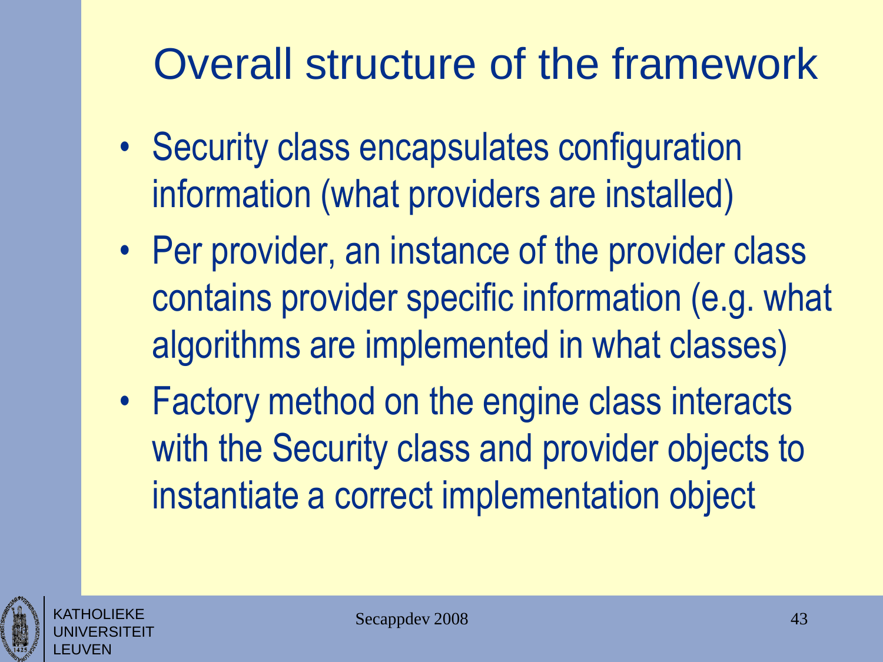# Overall structure of the framework

- Security class encapsulates configuration information (what providers are installed)
- Per provider, an instance of the provider class contains provider specific information (e.g. what algorithms are implemented in what classes)
- Factory method on the engine class interacts with the Security class and provider objects to instantiate a correct implementation object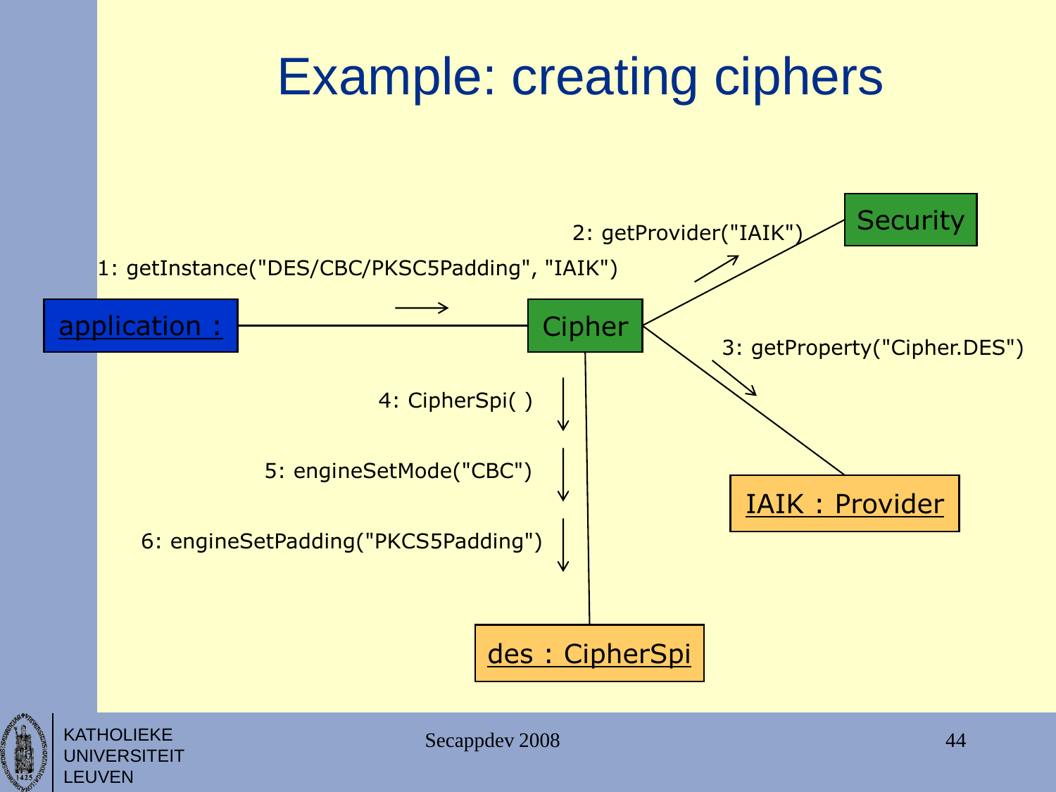# Example: creating ciphers

application :

1: getInstance("DES/CBC/PKSC5Padding", "IAIK")

Cipher

2: getProvider("IAIK")

Security

3: getProperty("Cipher.DES")

IAIK : Provider

4: CipherSpi( )

5: engineSetMode("CBC")

6: engineSetPadding("PKCS5Padding")

des : CipherSpi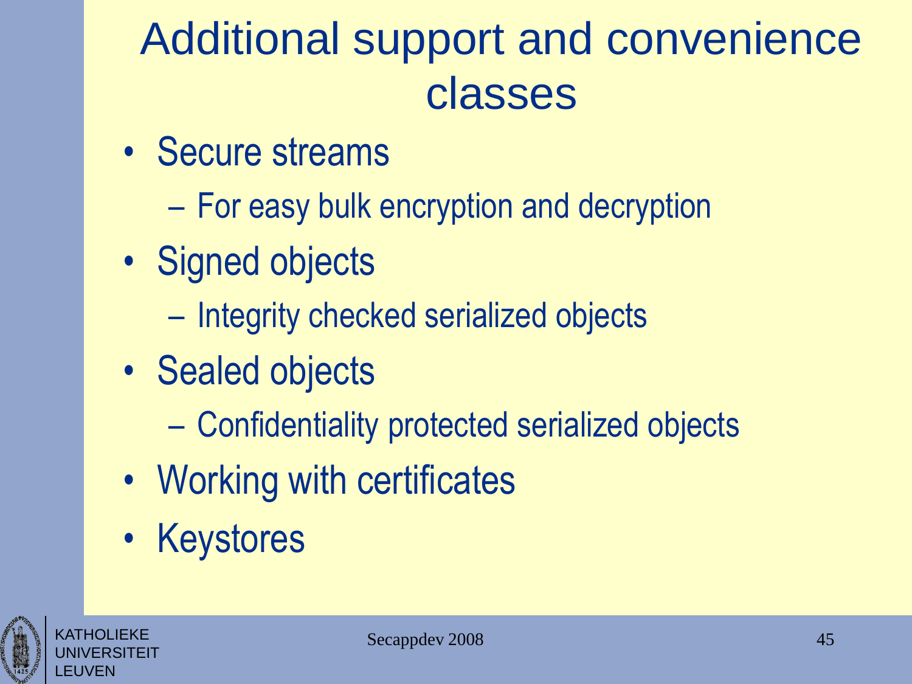# Additional support and convenience classes

- Secure streams
  - For easy bulk encryption and decryption
- Signed objects
  - Integrity checked serialized objects
- Sealed objects
  - Confidentiality protected serialized objects
- Working with certificates
- Keystores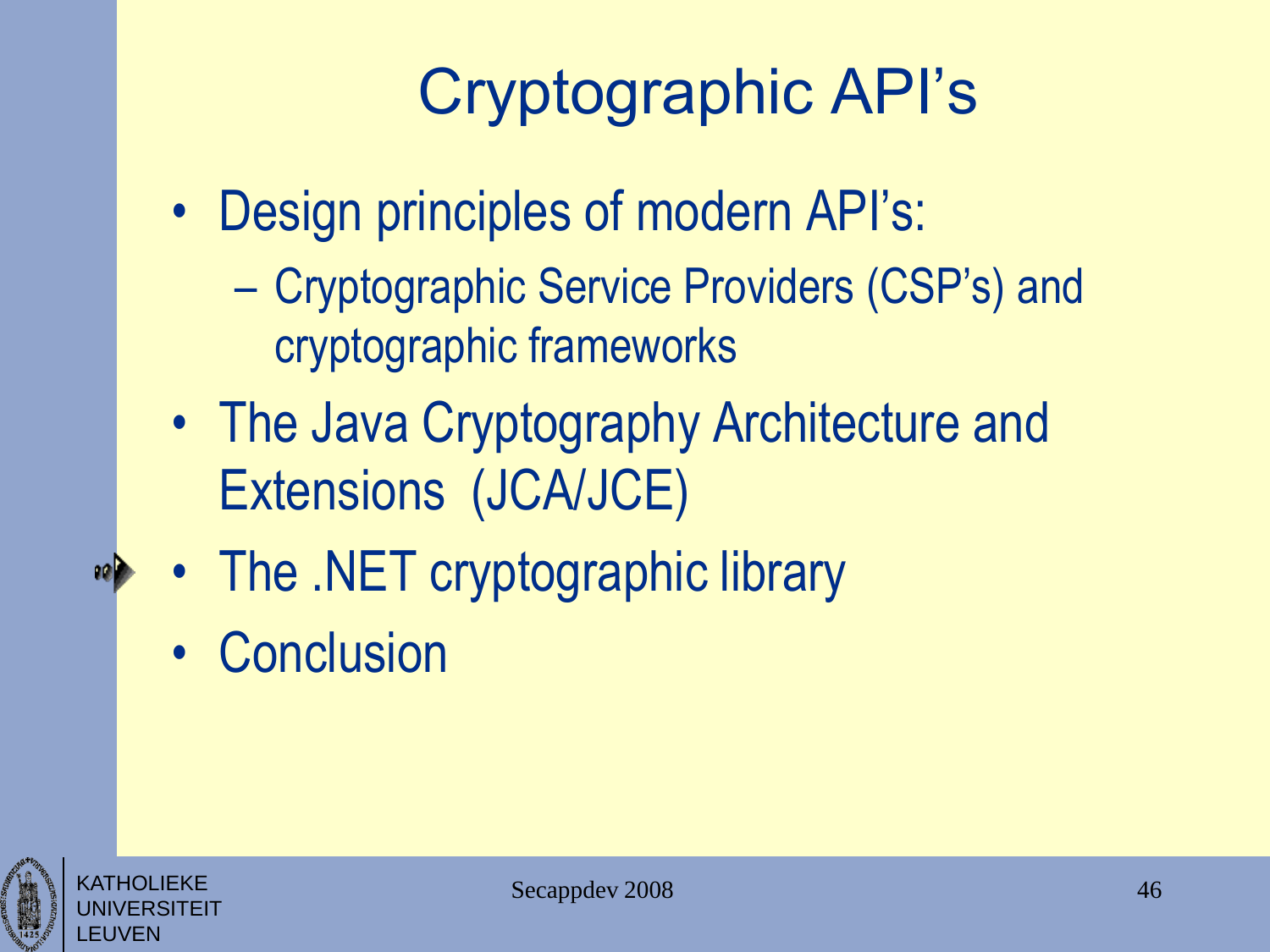# Cryptographic API's

- Design principles of modern API's:
  - Cryptographic Service Providers (CSP's) and cryptographic frameworks
- The Java Cryptography Architecture and Extensions (JCA/JCE)
- The .NET cryptographic library
- Conclusion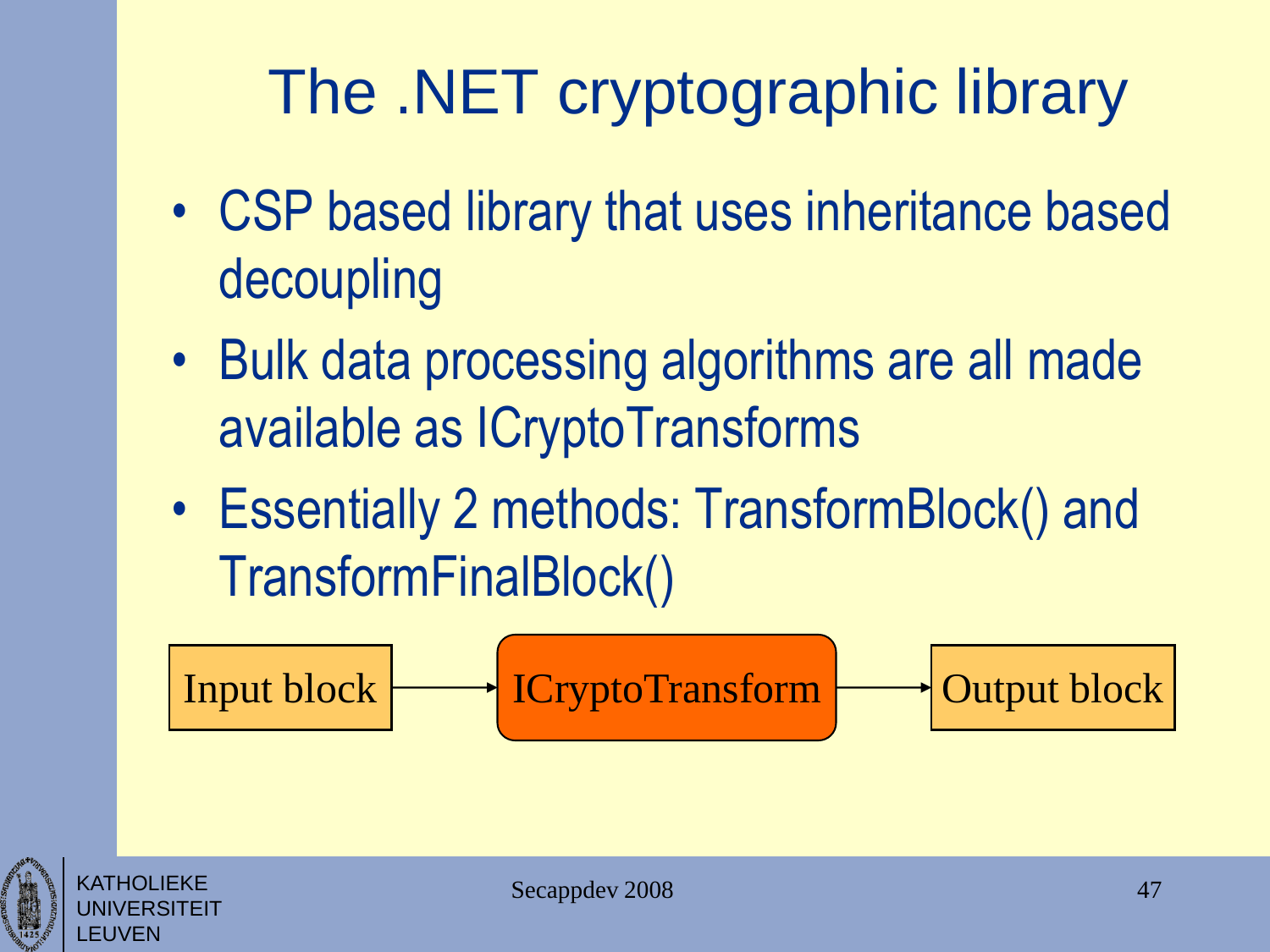# The .NET cryptographic library

- CSP based library that uses inheritance based decoupling
- Bulk data processing algorithms are all made available as ICryptoTransforms
- Essentially 2 methods: TransformBlock() and TransformFinalBlock()

Input block → ICryptoTransform → Output block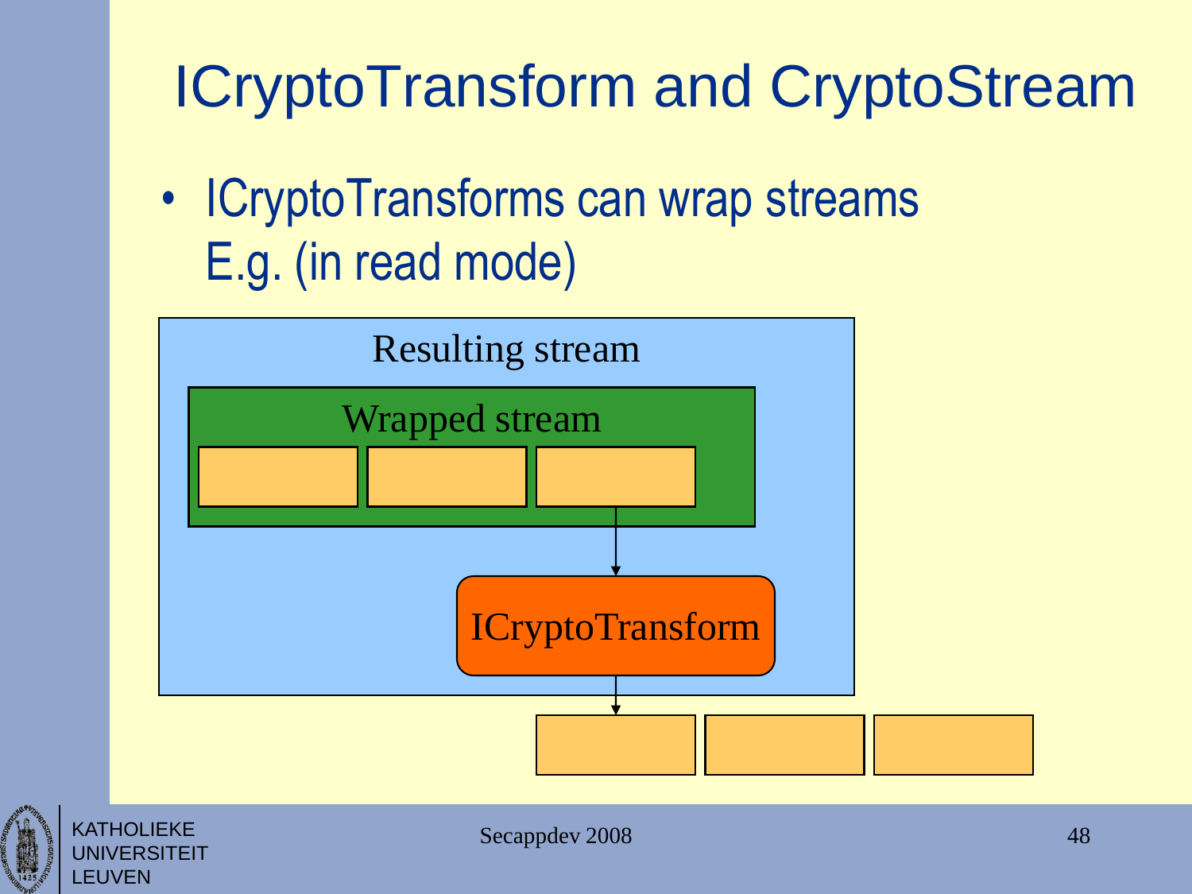# ICryptoTransform and CryptoStream

- ICryptoTransforms can wrap streams
  E.g. (in read mode)

Resulting stream

Wrapped stream

ICryptoTransform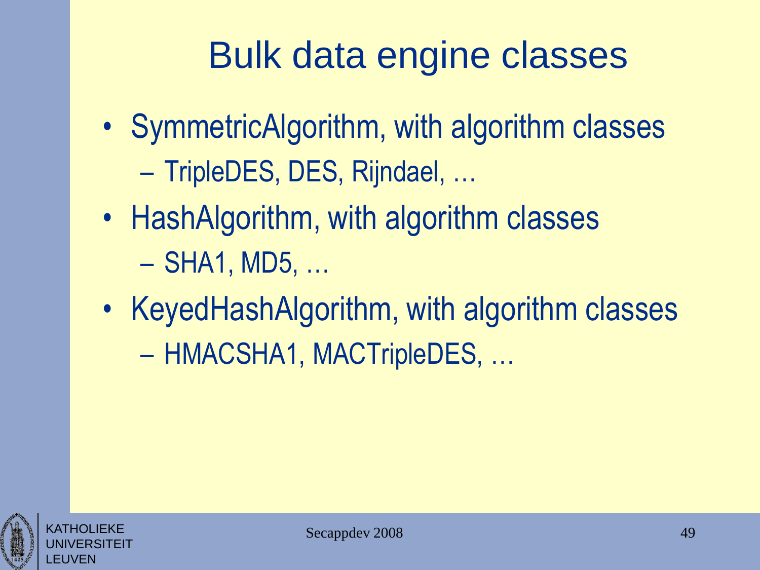# Bulk data engine classes

- SymmetricAlgorithm, with algorithm classes
  - TripleDES, DES, Rijndael, …
- HashAlgorithm, with algorithm classes
  - SHA1, MD5, …
- KeyedHashAlgorithm, with algorithm classes
  - HMACSHA1, MACTripleDES, …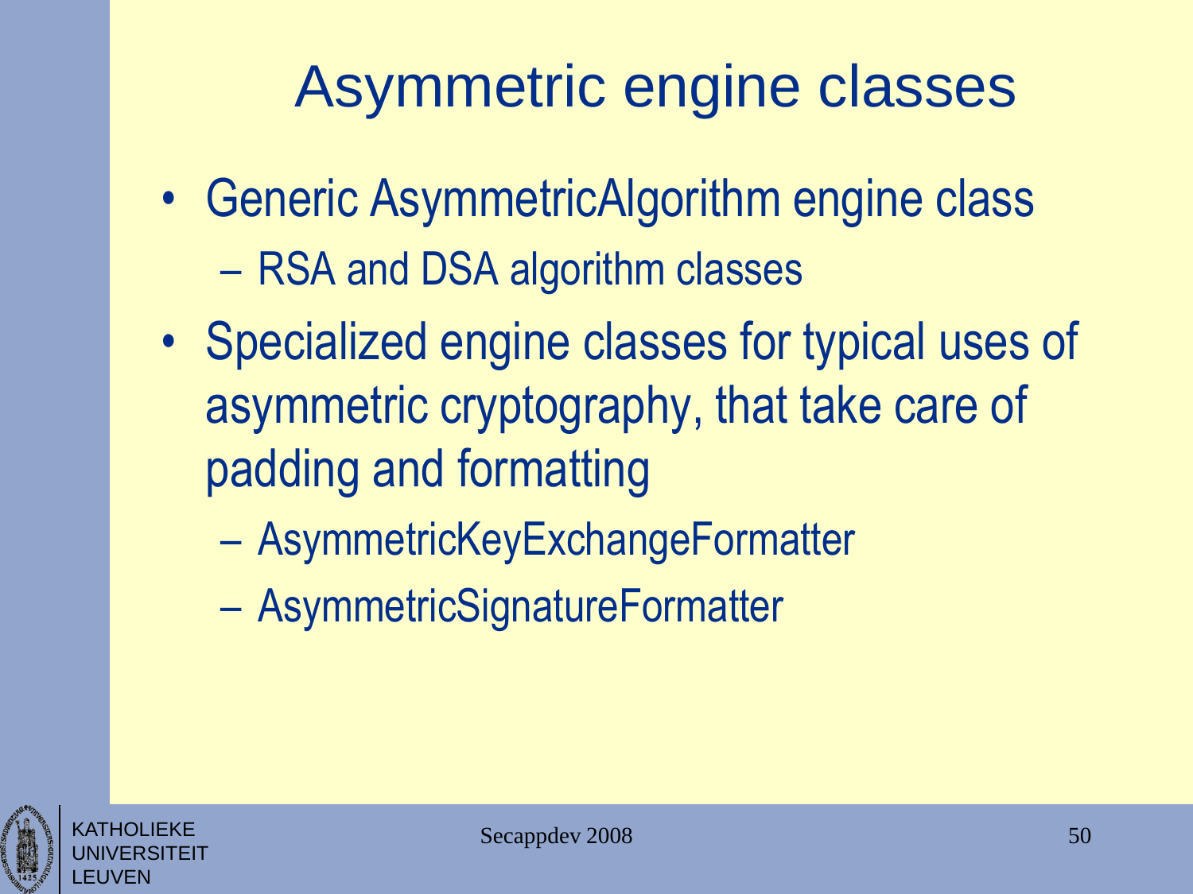# Asymmetric engine classes

- Generic AsymmetricAlgorithm engine class
  - RSA and DSA algorithm classes
- Specialized engine classes for typical uses of asymmetric cryptography, that take care of padding and formatting
  - AsymmetricKeyExchangeFormatter
  - AsymmetricSignatureFormatter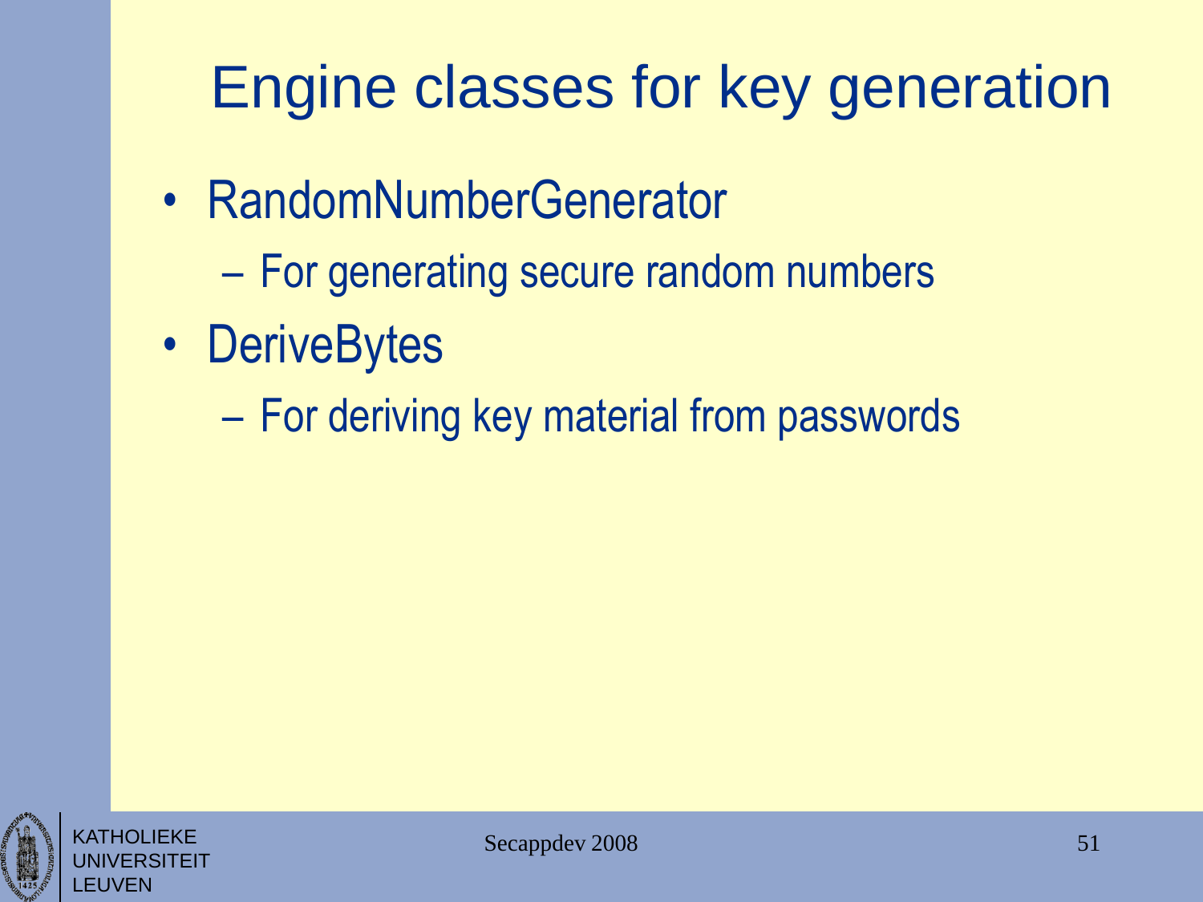# Engine classes for key generation

- RandomNumberGenerator
  - For generating secure random numbers
- DeriveBytes
  - For deriving key material from passwords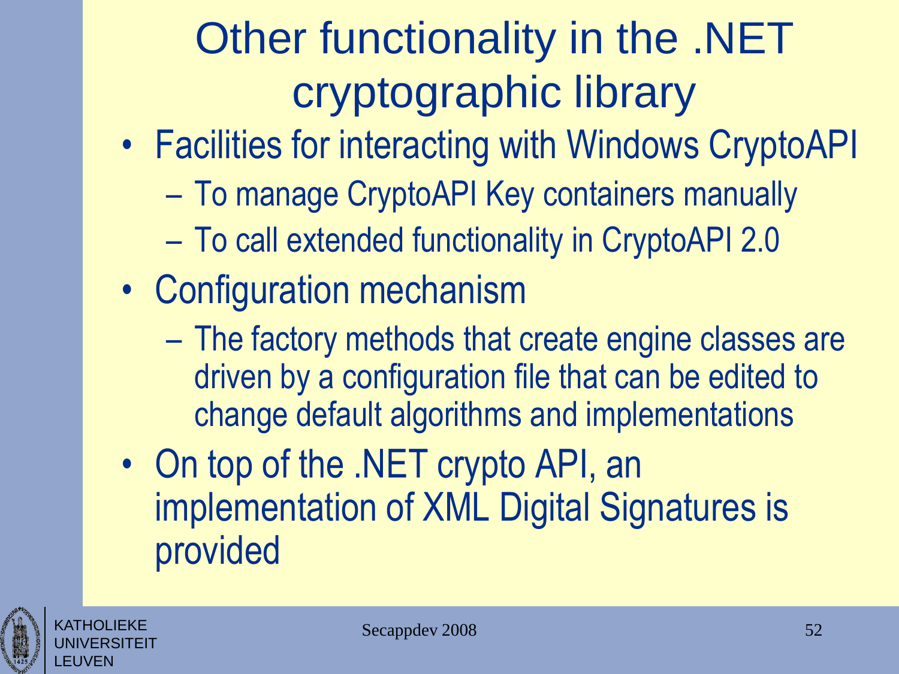# Other functionality in the .NET cryptographic library

- Facilities for interacting with Windows CryptoAPI
  - To manage CryptoAPI Key containers manually
  - To call extended functionality in CryptoAPI 2.0
- Configuration mechanism
  - The factory methods that create engine classes are driven by a configuration file that can be edited to change default algorithms and implementations
- On top of the .NET crypto API, an implementation of XML Digital Signatures is provided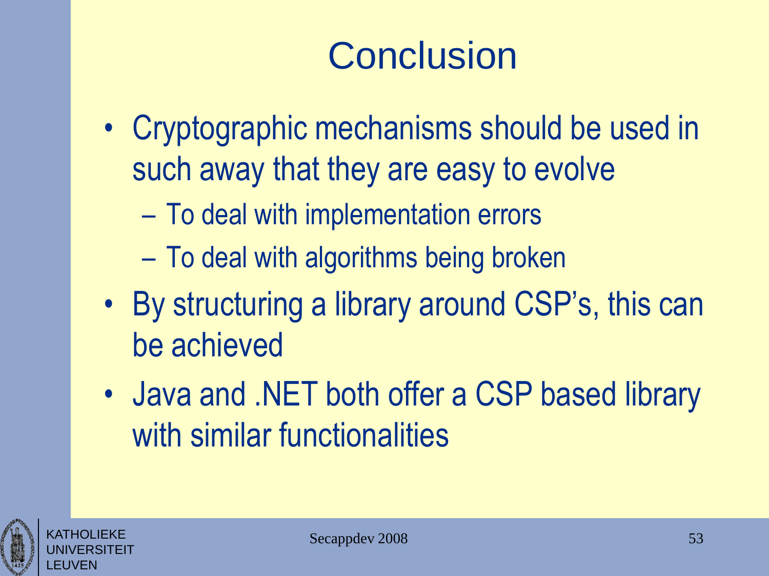# Conclusion

- Cryptographic mechanisms should be used in such away that they are easy to evolve
  - To deal with implementation errors
  - To deal with algorithms being broken
- By structuring a library around CSP's, this can be achieved
- Java and .NET both offer a CSP based library with similar functionalities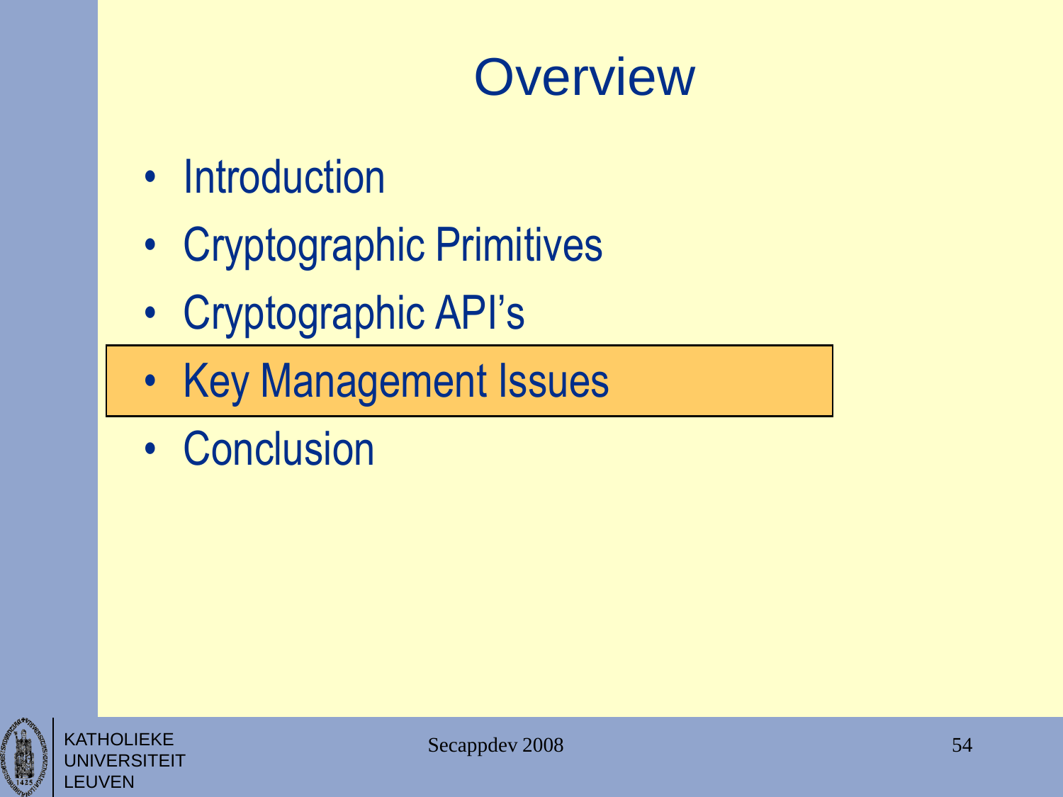# Overview

- Introduction
- Cryptographic Primitives
- Cryptographic API's
- **Key Management Issues**
- Conclusion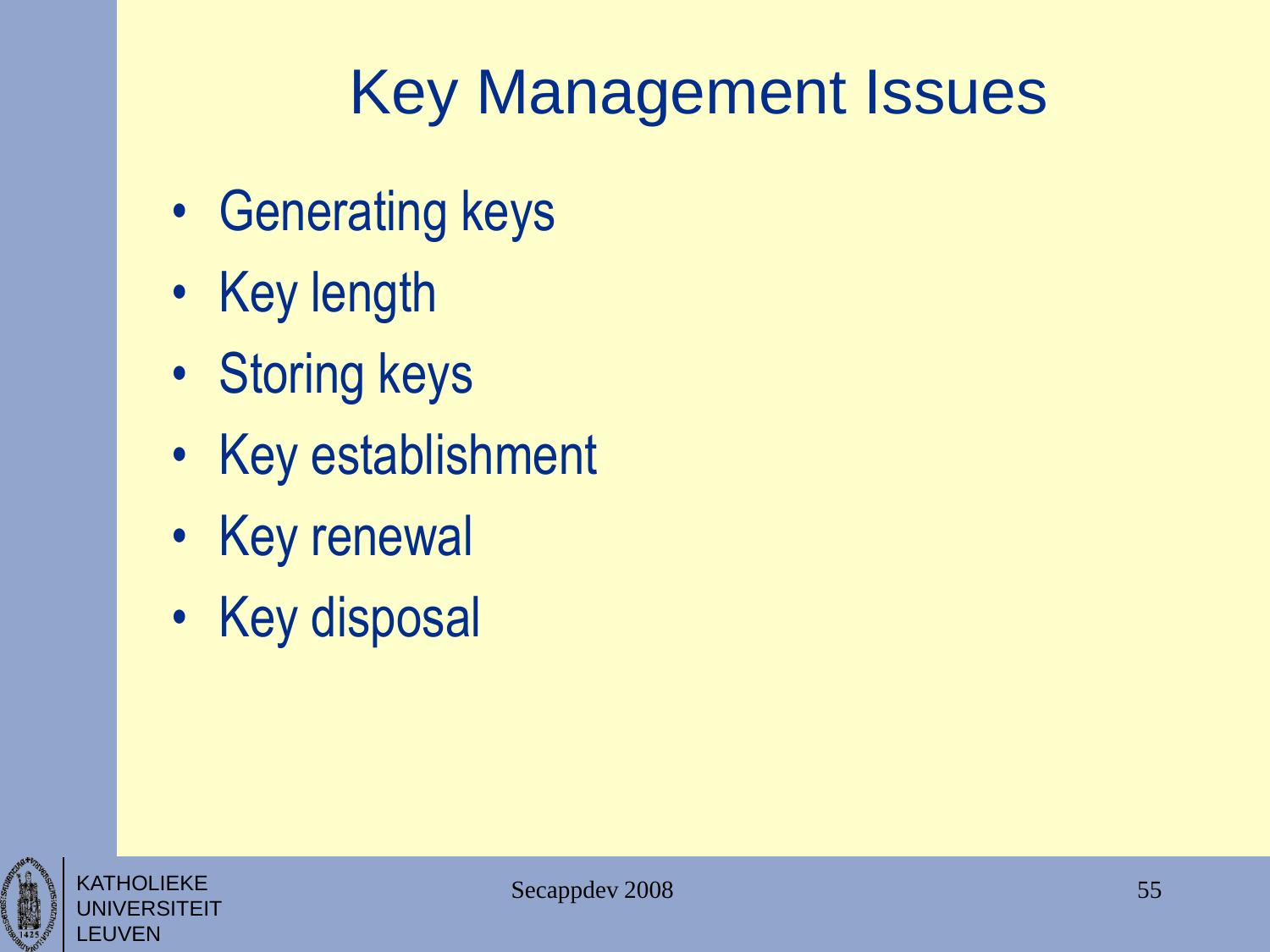# Key Management Issues

- Generating keys
- Key length
- Storing keys
- Key establishment
- Key renewal
- Key disposal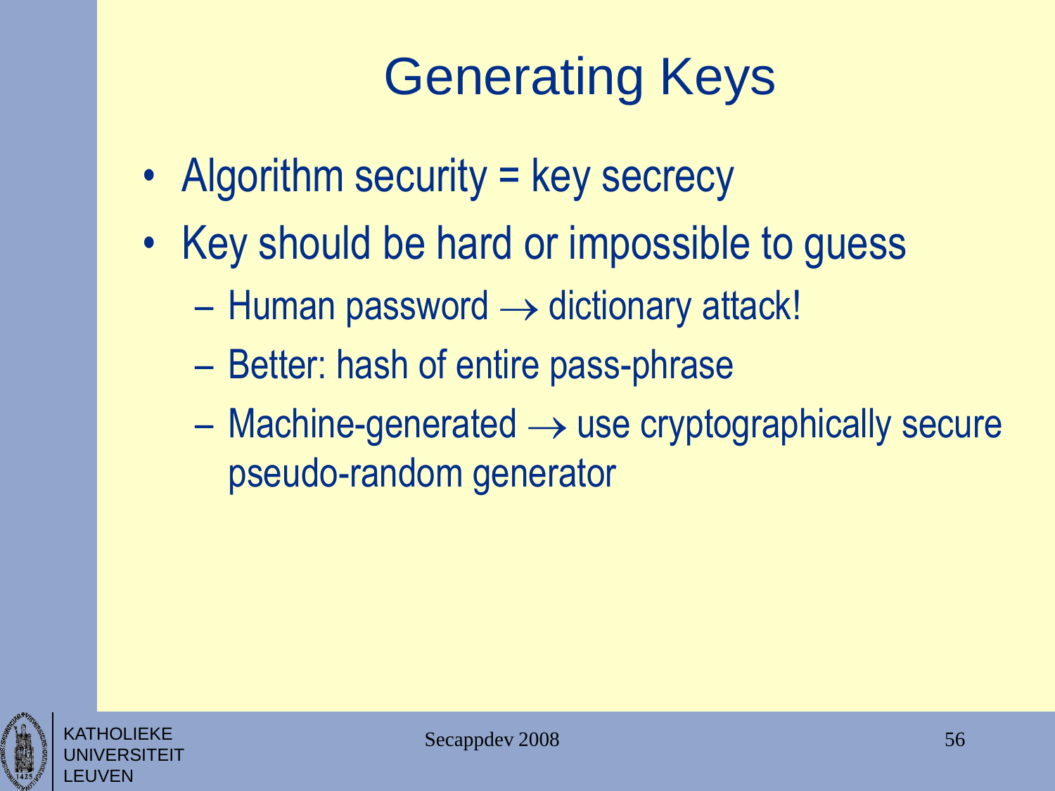# Generating Keys

- Algorithm security = key secrecy
- Key should be hard or impossible to guess
  - Human password → dictionary attack!
  - Better: hash of entire pass-phrase
  - Machine-generated → use cryptographically secure pseudo-random generator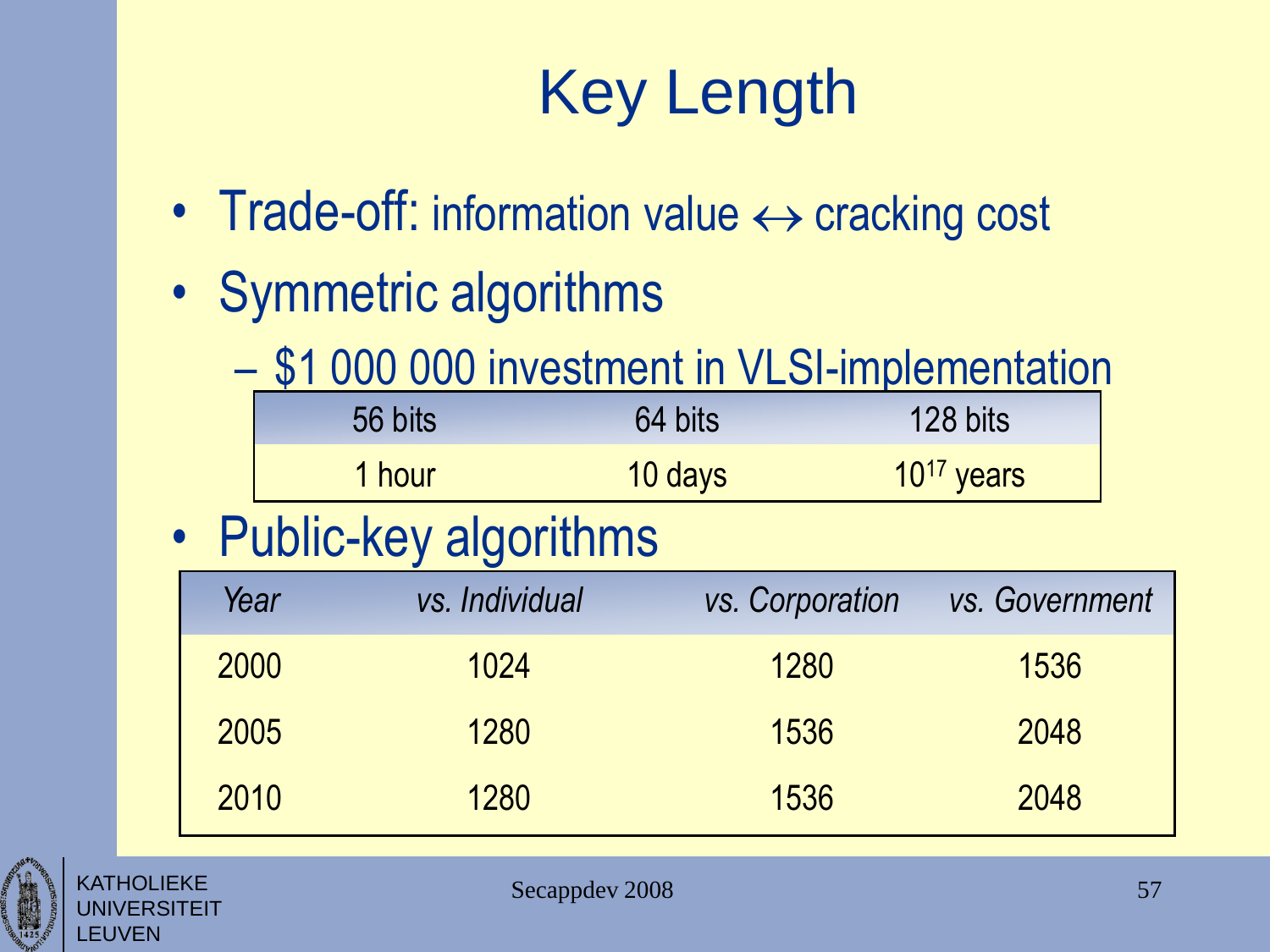# Key Length

- Trade-off: information value ↔ cracking cost
- Symmetric algorithms
  - $1 000 000 investment in VLSI-implementation

| 56 bits | 64 bits | 128 bits |
|---|---|---|
| 1 hour | 10 days | $10^{17}$ years |

- Public-key algorithms

| *Year* | *vs. Individual* | *vs. Corporation* | *vs. Government* |
|---|---|---|---|
| 2000 | 1024 | 1280 | 1536 |
| 2005 | 1280 | 1536 | 2048 |
| 2010 | 1280 | 1536 | 2048 |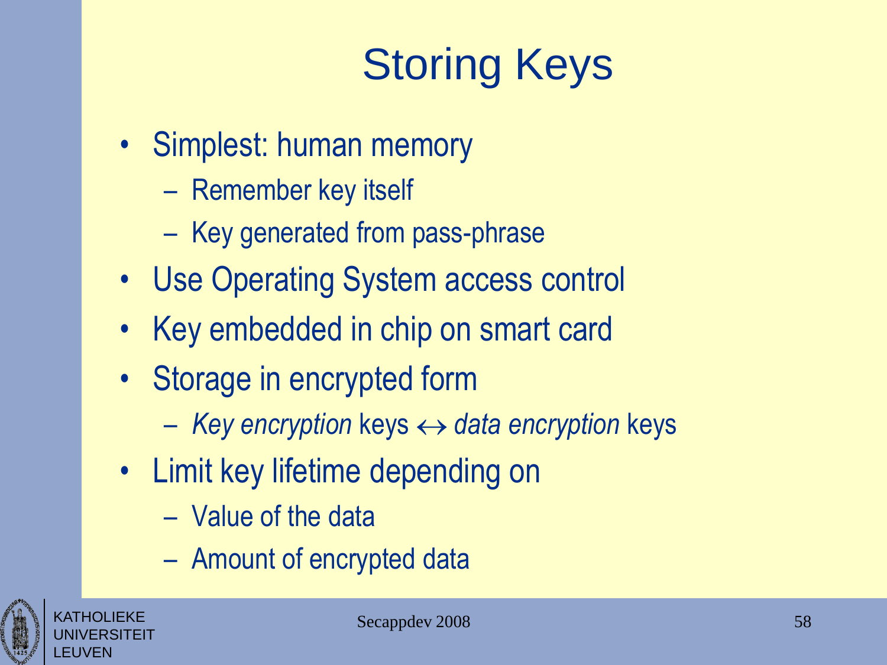# Storing Keys

- Simplest: human memory
  - Remember key itself
  - Key generated from pass-phrase
- Use Operating System access control
- Key embedded in chip on smart card
- Storage in encrypted form
  - *Key encryption* keys $\leftrightarrow$ *data encryption* keys
- Limit key lifetime depending on
  - Value of the data
  - Amount of encrypted data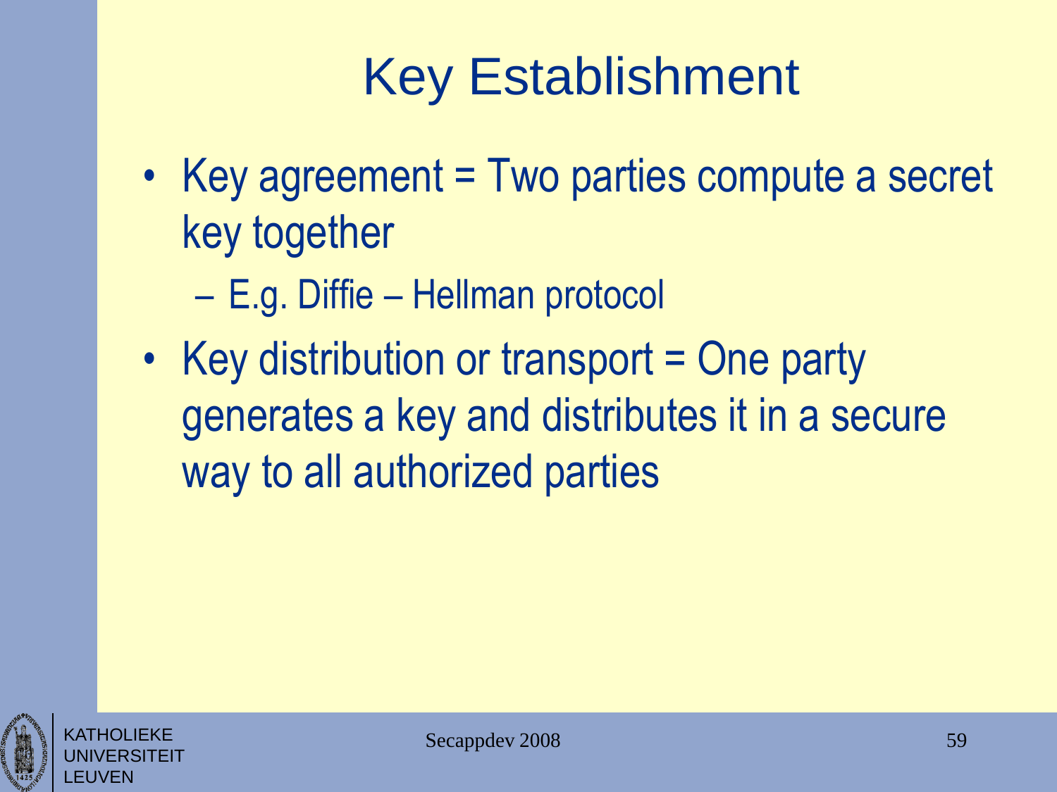# Key Establishment

- Key agreement = Two parties compute a secret key together
  - E.g. Diffie – Hellman protocol
- Key distribution or transport = One party generates a key and distributes it in a secure way to all authorized parties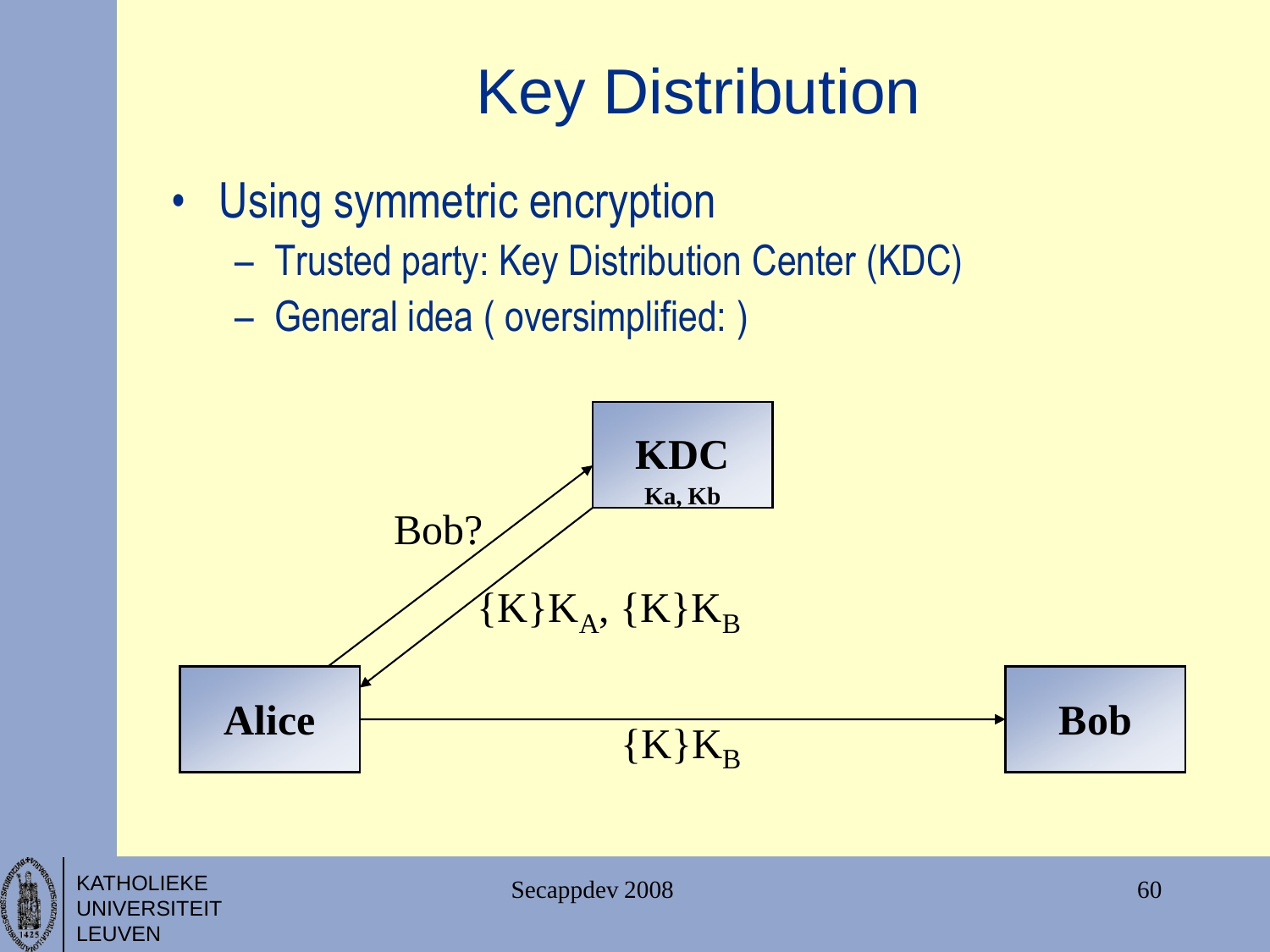# Key Distribution

- Using symmetric encryption
  - Trusted party: Key Distribution Center (KDC)
  - General idea ( oversimplified: )

**KDC**
**Ka, Kb**

Bob?

$\{K\}K_A$, $\{K\}K_B$

**Alice**

**Bob**

$\{K\}K_B$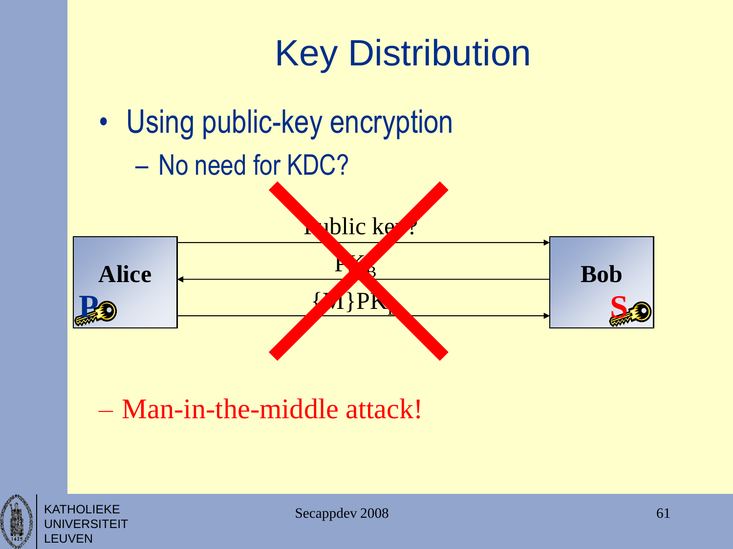# Key Distribution

- Using public-key encryption
  - No need for KDC?

Alice — Public key? → Bob

Alice ← $PK_B$ — Bob

Alice — $\{M\}PK_B$ → Bob

- Man-in-the-middle attack!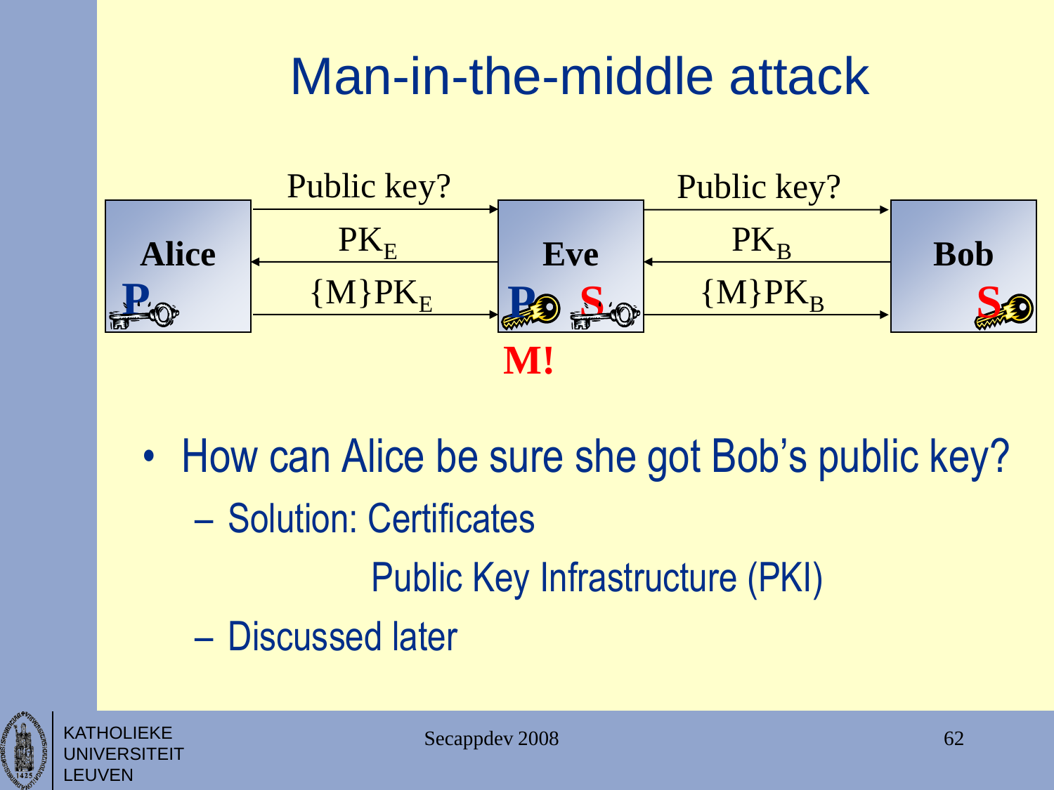# Man-in-the-middle attack

Alice → Eve: Public key?
Eve → Alice: $PK_E$
Alice → Eve: $\{M\}PK_E$

Eve → Bob: Public key?
Bob → Eve: $PK_B$
Eve → Bob: $\{M\}PK_B$

**M!**

- How can Alice be sure she got Bob's public key?
  - Solution: Certificates

    Public Key Infrastructure (PKI)
  - Discussed later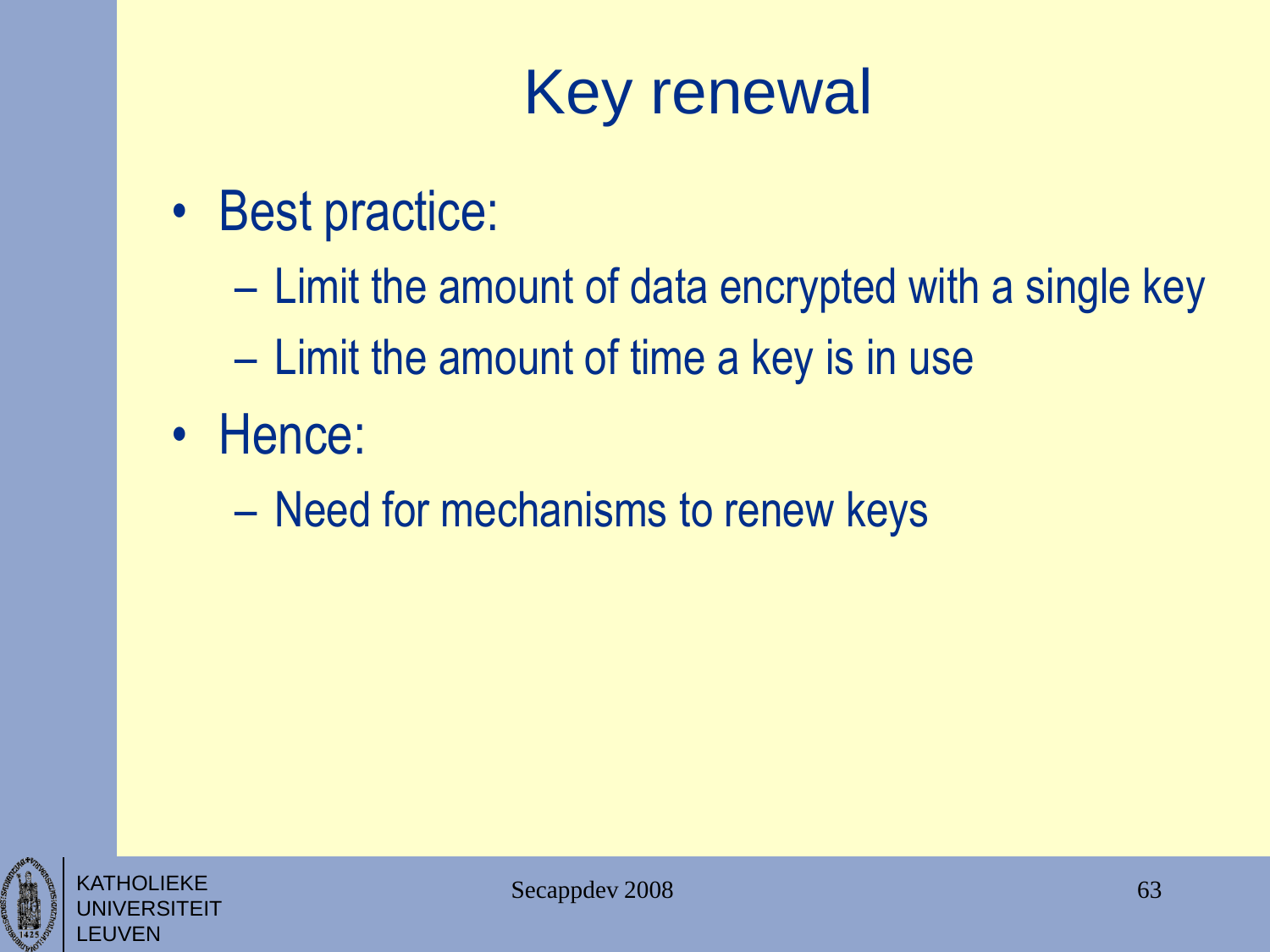# Key renewal

- Best practice:
  - Limit the amount of data encrypted with a single key
  - Limit the amount of time a key is in use
- Hence:
  - Need for mechanisms to renew keys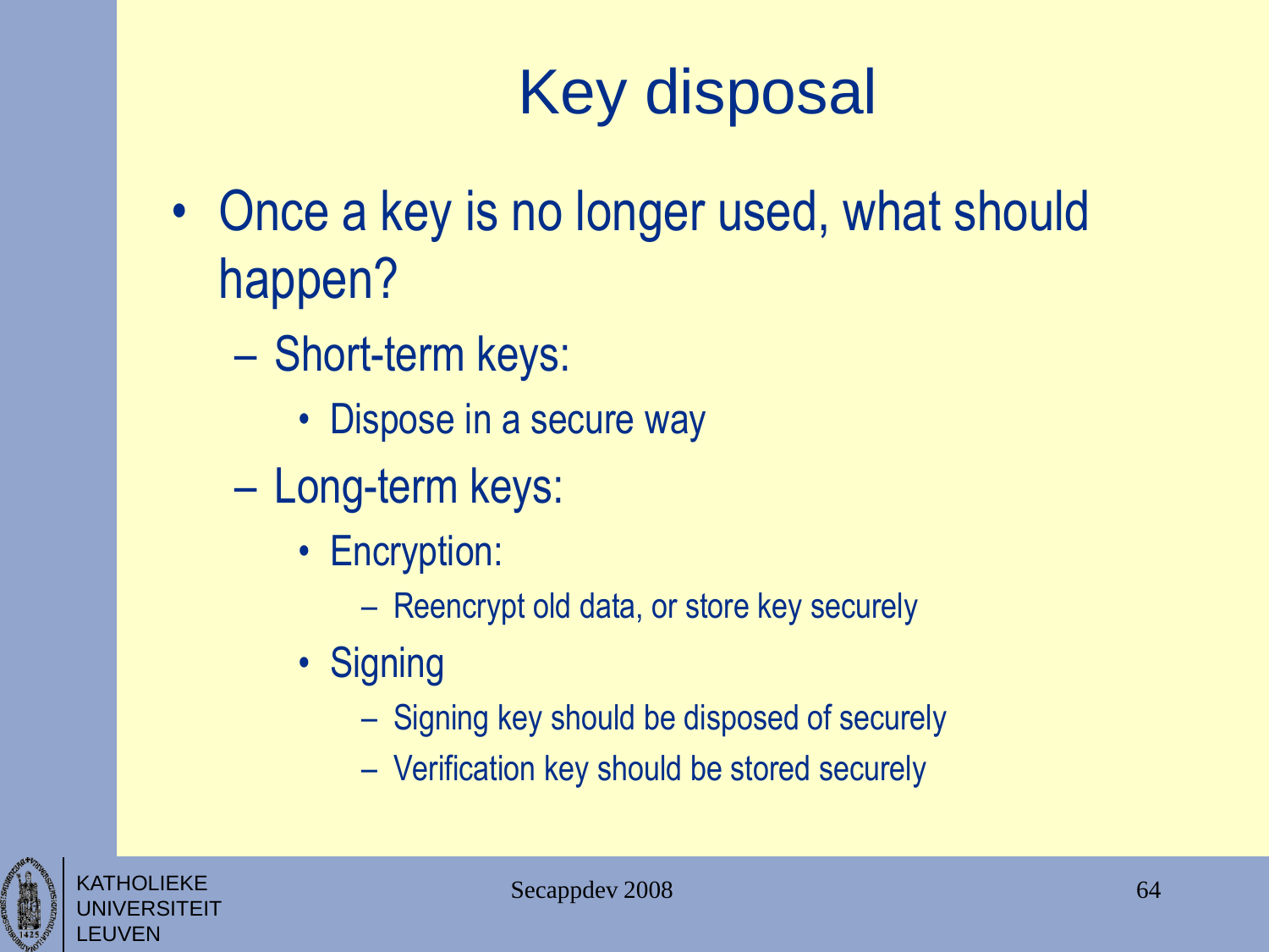# Key disposal

- Once a key is no longer used, what should happen?
  - Short-term keys:
    - Dispose in a secure way
  - Long-term keys:
    - Encryption:
      - Reencrypt old data, or store key securely
    - Signing
      - Signing key should be disposed of securely
      - Verification key should be stored securely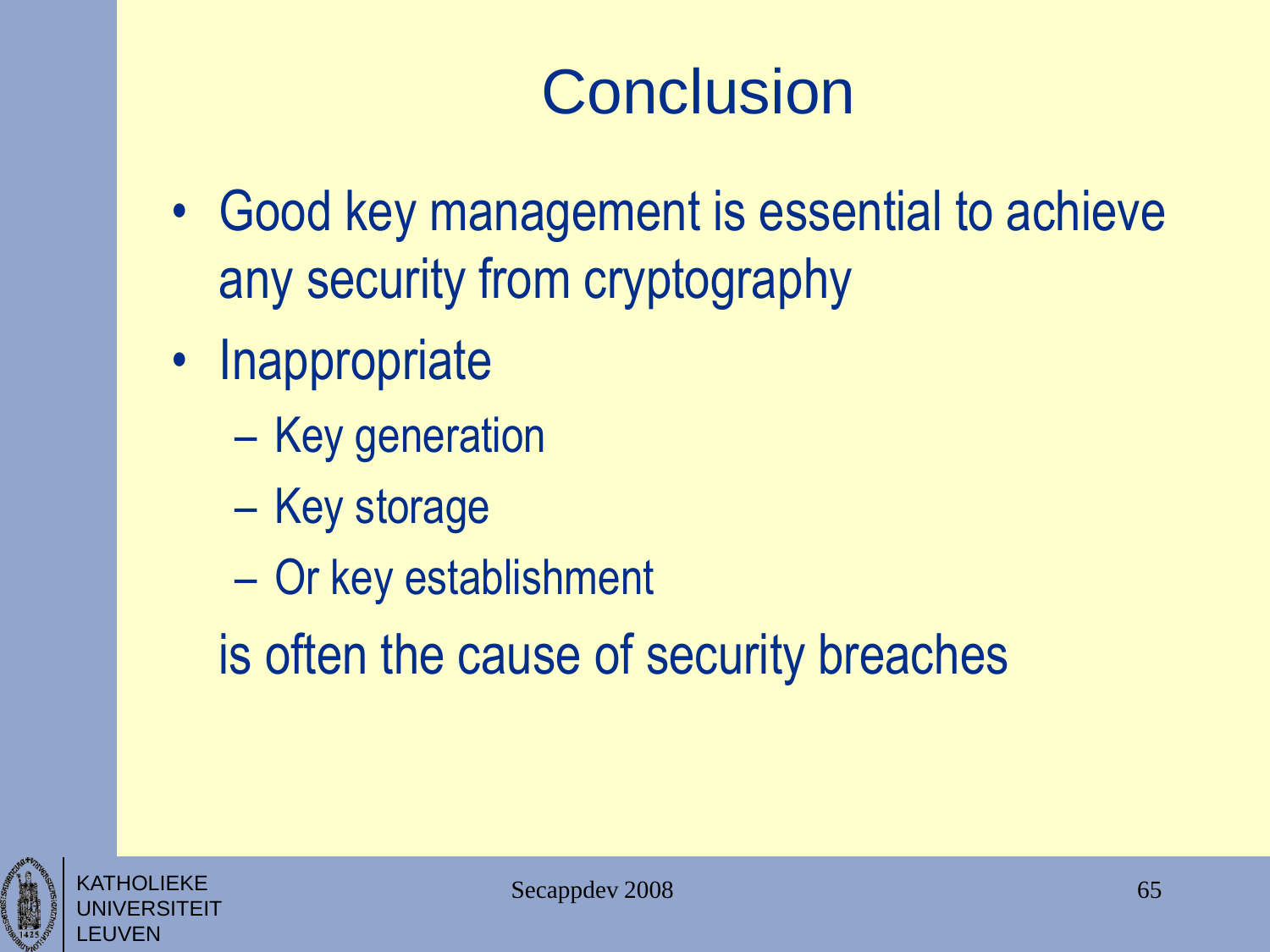# Conclusion

- Good key management is essential to achieve any security from cryptography
- Inappropriate
  - Key generation
  - Key storage
  - Or key establishment

  is often the cause of security breaches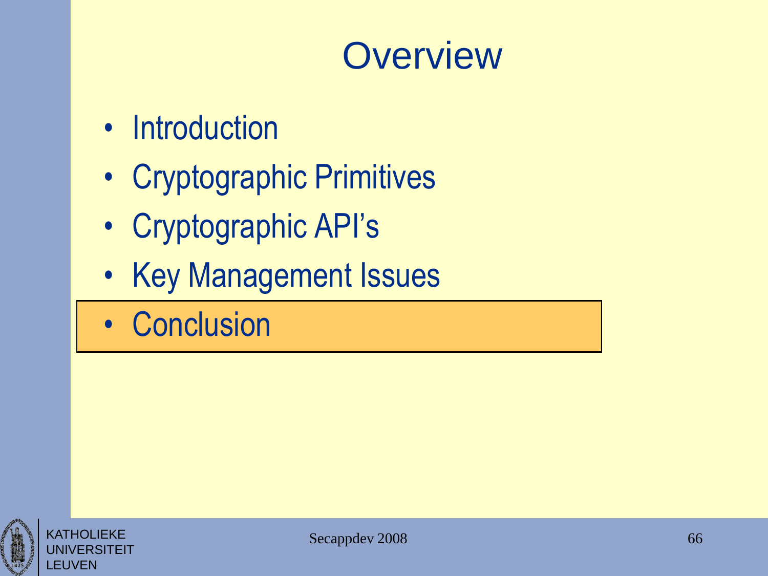# Overview

- Introduction
- Cryptographic Primitives
- Cryptographic API's
- Key Management Issues
- **Conclusion**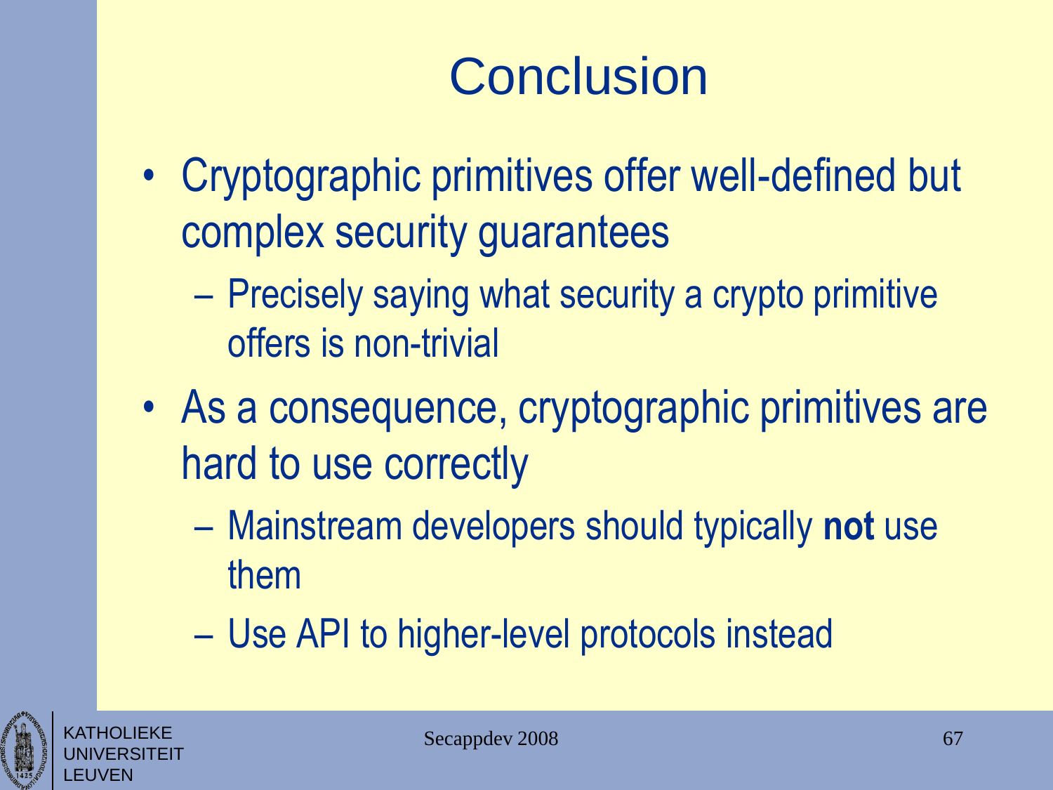# Conclusion

- Cryptographic primitives offer well-defined but complex security guarantees
  - Precisely saying what security a crypto primitive offers is non-trivial
- As a consequence, cryptographic primitives are hard to use correctly
  - Mainstream developers should typically **not** use them
  - Use API to higher-level protocols instead